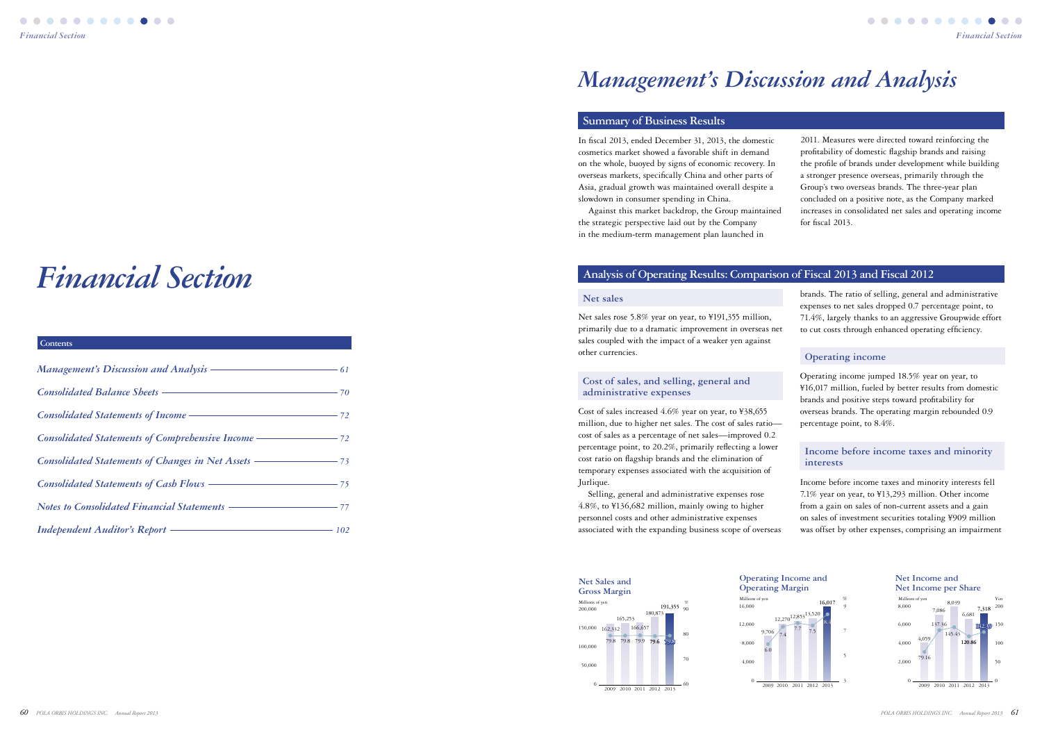# Financial Section

**Contents**

| | |
|---|---|
| *Management's Discussion and Analysis* | 61 |
| *Consolidated Balance Sheets* | 70 |
| *Consolidated Statements of Income* | 72 |
| *Consolidated Statements of Comprehensive Income* | 72 |
| *Consolidated Statements of Changes in Net Assets* | 73 |
| *Consolidated Statements of Cash Flows* | 75 |
| *Notes to Consolidated Financial Statements* | 77 |
| *Independent Auditor's Report* | 102 |

# Management's Discussion and Analysis

## Summary of Business Results

In fiscal 2013, ended December 31, 2013, the domestic cosmetics market showed a favorable shift in demand on the whole, buoyed by signs of economic recovery. In overseas markets, specifically China and other parts of Asia, gradual growth was maintained overall despite a slowdown in consumer spending in China.

Against this market backdrop, the Group maintained the strategic perspective laid out by the Company in the medium-term management plan launched in 2011. Measures were directed toward reinforcing the profitability of domestic flagship brands and raising the profile of brands under development while building a stronger presence overseas, primarily through the Group's two overseas brands. The three-year plan concluded on a positive note, as the Company marked increases in consolidated net sales and operating income for fiscal 2013.

## Analysis of Operating Results: Comparison of Fiscal 2013 and Fiscal 2012

### Net sales

Net sales rose 5.8% year on year, to ¥191,355 million, primarily due to a dramatic improvement in overseas net sales coupled with the impact of a weaker yen against other currencies.

### Cost of sales, and selling, general and administrative expenses

Cost of sales increased 4.6% year on year, to ¥38,655 million, due to higher net sales. The cost of sales ratio—cost of sales as a percentage of net sales—improved 0.2 percentage point, to 20.2%, primarily reflecting a lower cost ratio on flagship brands and the elimination of temporary expenses associated with the acquisition of Jurlique.

Selling, general and administrative expenses rose 4.8%, to ¥136,682 million, mainly owing to higher personnel costs and other administrative expenses associated with the expanding business scope of overseas brands. The ratio of selling, general and administrative expenses to net sales dropped 0.7 percentage point, to 71.4%, largely thanks to an aggressive Groupwide effort to cut costs through enhanced operating efficiency.

### Operating income

Operating income jumped 18.5% year on year, to ¥16,017 million, fueled by better results from domestic brands and positive steps toward profitability for overseas brands. The operating margin rebounded 0.9 percentage point, to 8.4%.

### Income before income taxes and minority interests

Income before income taxes and minority interests fell 7.1% year on year, to ¥13,293 million. Other income from a gain on sales of non-current assets and a gain on sales of investment securities totaling ¥909 million was offset by other expenses, comprising an impairment

**Net Sales and Gross Margin**

| | 2009 | 2010 | 2011 | 2012 | 2013 |
|---|---|---|---|---|---|
| Net sales (Millions of yen) | 162,332 | 165,253 | 166,657 | 180,873 | 191,355 |
| Gross margin (%) | 79.8 | 79.8 | 79.9 | 79.6 | 79.8 |

**Operating Income and Operating Margin**

| | 2009 | 2010 | 2011 | 2012 | 2013 |
|---|---|---|---|---|---|
| Operating income (Millions of yen) | 9,706 | 12,270 | 12,853 | 13,520 | 16,017 |
| Operating margin (%) | 6.0 | 7.4 | 7.7 | 7.5 | 8.4 |

**Net Income and Net Income per Share**

| | 2009 | 2010 | 2011 | 2012 | 2013 |
|---|---|---|---|---|---|
| Net income (Millions of yen) | 4,059 | 7,086 | 8,039 | 6,681 | 7,318 |
| Net income per share (Yen) | 79.16 | 137.56 | 145.45 | 120.86 | 132.39 |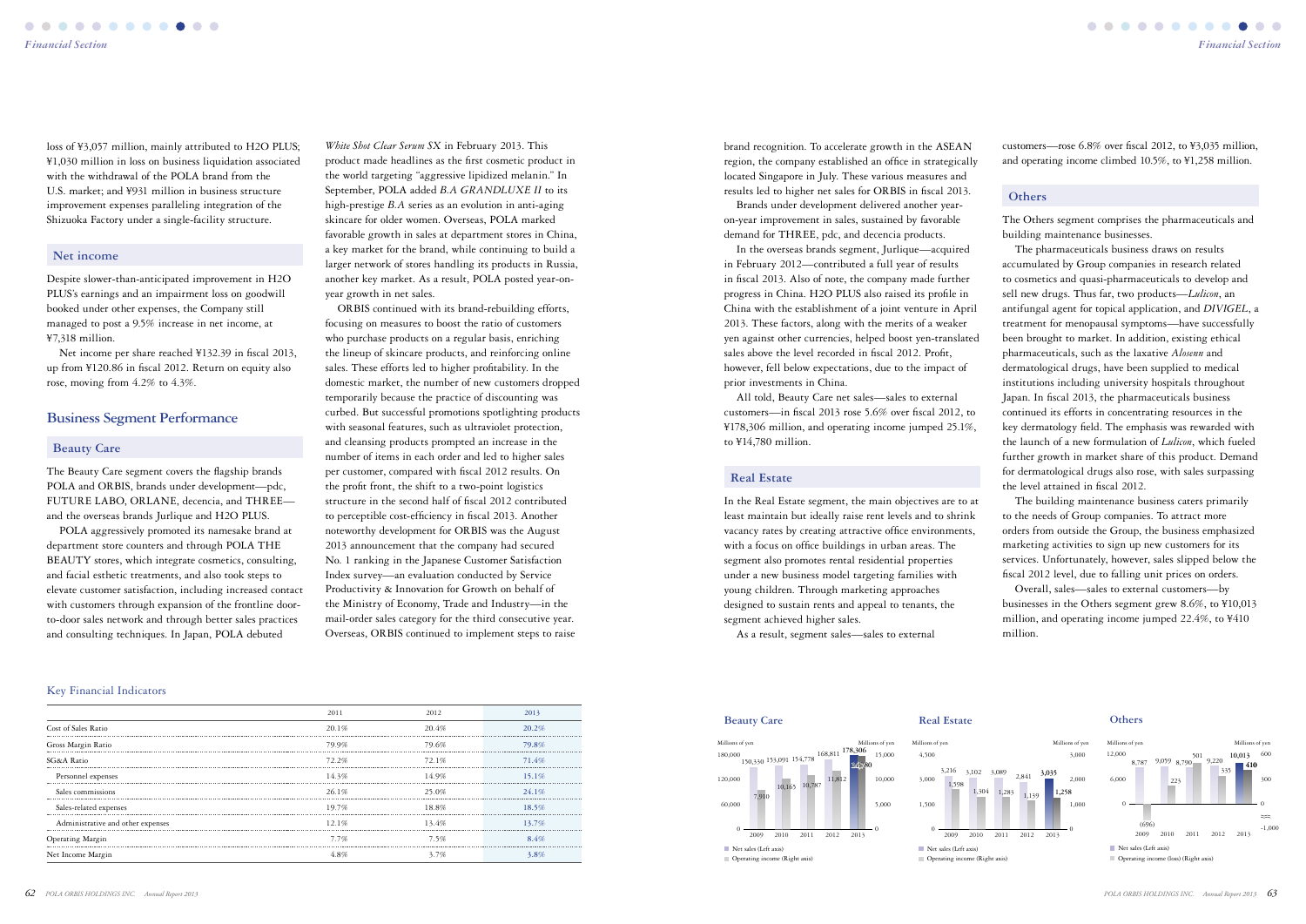loss of ¥3,057 million, mainly attributed to H2O PLUS; ¥1,030 million in loss on business liquidation associated with the withdrawal of the POLA brand from the U.S. market; and ¥931 million in business structure improvement expenses paralleling integration of the Shizuoka Factory under a single-facility structure.

### Net income

Despite slower-than-anticipated improvement in H2O PLUS's earnings and an impairment loss on goodwill booked under other expenses, the Company still managed to post a 9.5% increase in net income, at ¥7,318 million.

Net income per share reached ¥132.39 in fiscal 2013, up from ¥120.86 in fiscal 2012. Return on equity also rose, moving from 4.2% to 4.3%.

## Business Segment Performance

### Beauty Care

The Beauty Care segment covers the flagship brands POLA and ORBIS, brands under development—pdc, FUTURE LABO, ORLANE, decencia, and THREE—and the overseas brands Jurlique and H2O PLUS.

POLA aggressively promoted its namesake brand at department store counters and through POLA THE BEAUTY stores, which integrate cosmetics, consulting, and facial esthetic treatments, and also took steps to elevate customer satisfaction, including increased contact with customers through expansion of the frontline door-to-door sales network and through better sales practices and consulting techniques. In Japan, POLA debuted *White Shot Clear Serum SX* in February 2013. This product made headlines as the first cosmetic product in the world targeting "aggressive lipidized melanin." In September, POLA added *B.A GRANDLUXE II* to its high-prestige *B.A* series as an evolution in anti-aging skincare for older women. Overseas, POLA marked favorable growth in sales at department stores in China, a key market for the brand, while continuing to build a larger network of stores handling its products in Russia, another key market. As a result, POLA posted year-on-year growth in net sales.

ORBIS continued with its brand-rebuilding efforts, focusing on measures to boost the ratio of customers who purchase products on a regular basis, enriching the lineup of skincare products, and reinforcing online sales. These efforts led to higher profitability. In the domestic market, the number of new customers dropped temporarily because the practice of discounting was curbed. But successful promotions spotlighting products with seasonal features, such as ultraviolet protection, and cleansing products prompted an increase in the number of items in each order and led to higher sales per customer, compared with fiscal 2012 results. On the profit front, the shift to a two-point logistics structure in the second half of fiscal 2012 contributed to perceptible cost-efficiency in fiscal 2013. Another noteworthy development for ORBIS was the August 2013 announcement that the company had secured No. 1 ranking in the Japanese Customer Satisfaction Index survey—an evaluation conducted by Service Productivity & Innovation for Growth on behalf of the Ministry of Economy, Trade and Industry—in the mail-order sales category for the third consecutive year. Overseas, ORBIS continued to implement steps to raise brand recognition. To accelerate growth in the ASEAN region, the company established an office in strategically located Singapore in July. These various measures and results led to higher net sales for ORBIS in fiscal 2013.

Brands under development delivered another year-on-year improvement in sales, sustained by favorable demand for THREE, pdc, and decencia products.

In the overseas brands segment, Jurlique—acquired in February 2012—contributed a full year of results in fiscal 2013. Also of note, the company made further progress in China with the establishment of a joint venture in April 2013. These factors, along with the merits of a weaker yen against other currencies, helped boost yen-translated sales above the level recorded in fiscal 2012. Profit, however, fell below expectations, due to the impact of prior investments in China.

All told, Beauty Care net sales—sales to external customers—in fiscal 2013 rose 5.6% over fiscal 2012, to ¥178,306 million, and operating income jumped 25.1%, to ¥14,780 million.

### Real Estate

In the Real Estate segment, the main objectives are to at least maintain but ideally raise rent levels and to shrink vacancy rates by creating attractive office environments, with a focus on office buildings in urban areas. The segment also promotes rental residential properties under a new business model targeting families with young children. Through marketing approaches designed to sustain rents and appeal to tenants, the segment achieved higher sales.

As a result, segment sales—sales to external customers—rose 6.8% over fiscal 2012, to ¥3,035 million, and operating income climbed 10.5%, to ¥1,258 million.

### Others

The Others segment comprises the pharmaceuticals and building maintenance businesses.

The pharmaceuticals business draws on results accumulated by Group companies in research related to cosmetics and quasi-pharmaceuticals to develop and sell new drugs. Thus far, two products—*Lulicon*, an antifungal agent for topical application, and *DIVIGEL*, a treatment for menopausal symptoms—have successfully been brought to market. In addition, existing ethical pharmaceuticals, such as the laxative *Alosenn* and dermatological drugs, have been supplied to medical institutions including university hospitals throughout Japan. In fiscal 2013, the pharmaceuticals business continued its efforts in concentrating resources in the key dermatology field. The emphasis was rewarded with the launch of a new formulation of *Lulicon*, which fueled further growth in market share of this product. Demand for dermatological drugs also rose, with sales surpassing the level attained in fiscal 2012.

The building maintenance business caters primarily to the needs of Group companies. To attract more orders from outside the Group, the business emphasized marketing activities to sign up new customers for its services. Unfortunately, however, sales slipped below the fiscal 2012 level, due to falling unit prices on orders.

Overall, sales—sales to external customers—by businesses in the Others segment grew 8.6%, to ¥10,013 million, and operating income jumped 22.4%, to ¥410 million.

### Key Financial Indicators

| | 2011 | 2012 | 2013 |
|---|---|---|---|
| Cost of Sales Ratio | 20.1% | 20.4% | 20.2% |
| Gross Margin Ratio | 79.9% | 79.6% | 79.8% |
| SG&A Ratio | 72.2% | 72.1% | 71.4% |
| Personnel expenses | 14.3% | 14.9% | 15.1% |
| Sales commissions | 26.1% | 25.0% | 24.1% |
| Sales-related expenses | 19.7% | 18.8% | 18.5% |
| Administrative and other expenses | 12.1% | 13.4% | 13.7% |
| Operating Margin | 7.7% | 7.5% | 8.4% |
| Net Income Margin | 4.8% | 3.7% | 3.8% |

**Beauty Care**

Millions of yen

| | 2009 | 2010 | 2011 | 2012 | 2013 |
|---|---|---|---|---|---|
| Net sales (Left axis) | 150,330 | 153,091 | 154,778 | 168,811 | 178,306 |
| Operating income (Right axis) | 7,910 | 10,165 | 10,787 | 11,812 | 14,780 |

**Real Estate**

Millions of yen

| | 2009 | 2010 | 2011 | 2012 | 2013 |
|---|---|---|---|---|---|
| Net sales (Left axis) | 3,216 | 3,102 | 3,089 | 2,841 | 3,035 |
| Operating income (Right axis) | 1,598 | 1,304 | 1,283 | 1,139 | 1,258 |

**Others**

Millions of yen

| | 2009 | 2010 | 2011 | 2012 | 2013 |
|---|---|---|---|---|---|
| Net sales (Left axis) | 8,787 | 9,059 | 8,790 | 9,220 | 10,013 |
| Operating income (loss) (Right axis) | (696) | 223 | 501 | 335 | 410 |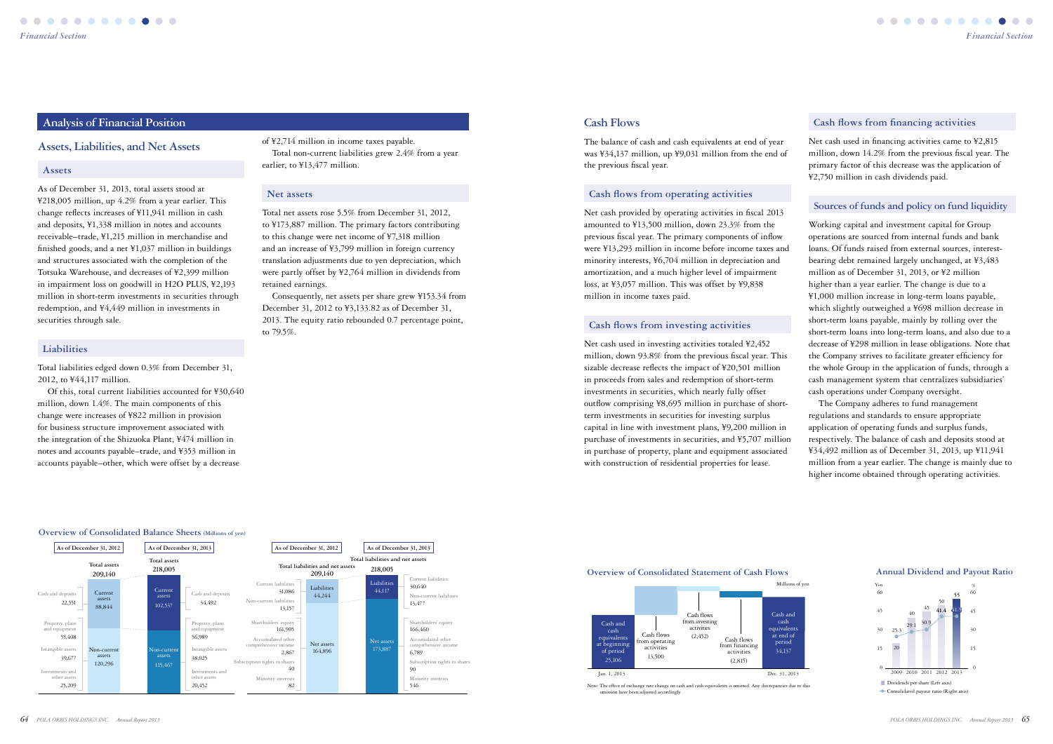## Analysis of Financial Position

### Assets, Liabilities, and Net Assets

#### Assets

As of December 31, 2013, total assets stood at ¥218,005 million, up 4.2% from a year earlier. This change reflects increases of ¥11,941 million in cash and deposits, ¥1,338 million in notes and accounts receivable–trade, ¥1,215 million in merchandise and finished goods, and a net ¥1,037 million in buildings and structures associated with the completion of the Totsuka Warehouse, and decreases of ¥2,399 million in impairment loss on goodwill in H2O PLUS, ¥2,193 million in short-term investments in securities through redemption, and ¥4,449 million in investments in securities through sale.

#### Liabilities

Total liabilities edged down 0.3% from December 31, 2012, to ¥44,117 million.

Of this, total current liabilities accounted for ¥30,640 million, down 1.4%. The main components of this change were increases of ¥822 million in provision for business structure improvement associated with the integration of the Shizuoka Plant, ¥474 million in notes and accounts payable–trade, and ¥353 million in accounts payable–other, which were offset by a decrease of ¥2,714 million in income taxes payable.

Total non-current liabilities grew 2.4% from a year earlier, to ¥13,477 million.

#### Net assets

Total net assets rose 5.5% from December 31, 2012, to ¥173,887 million. The primary factors contributing to this change were net income of ¥7,318 million and an increase of ¥3,799 million in foreign currency translation adjustments due to yen depreciation, which were partly offset by ¥2,764 million in dividends from retained earnings.

Consequently, net assets per share grew ¥153.34 from December 31, 2012 to ¥3,133.82 as of December 31, 2013. The equity ratio rebounded 0.7 percentage point, to 79.5%.

**Overview of Consolidated Balance Sheets (Millions of yen)**

| | As of December 31, 2012 | As of December 31, 2013 |
|---|---|---|
| Total assets | 209,140 | 218,005 |
| Current assets | 88,844 | 102,537 |
| Cash and deposits | 22,551 | 34,492 |
| Non-current assets | 120,296 | 115,467 |
| Property, plant and equipment | 55,408 | 56,989 |
| Intangible assets | 39,677 | 38,025 |
| Investments and other assets | 25,209 | 20,452 |

| | As of December 31, 2012 | As of December 31, 2013 |
|---|---|---|
| Total liabilities and net assets | 209,140 | 218,005 |
| Liabilities | 44,244 | 44,117 |
| Current liabilities | 31,086 | 30,640 |
| Non-current liabilities | 13,157 | 13,477 |
| Net assets | 164,896 | 173,887 |
| Shareholders' equity | 161,905 | 166,460 |
| Accumulated other comprehensive income | 2,867 | 6,789 |
| Subscription rights to shares | 40 | 90 |
| Minority interests | 82 | 546 |

## Cash Flows

The balance of cash and cash equivalents at end of year was ¥34,137 million, up ¥9,031 million from the end of the previous fiscal year.

#### Cash flows from operating activities

Net cash provided by operating activities in fiscal 2013 amounted to ¥13,500 million, down 23.3% from the previous fiscal year. The primary components of inflow were ¥13,293 million in income before income taxes and minority interests, ¥6,704 million in depreciation and amortization, and a much higher level of impairment loss, at ¥3,057 million. This was offset by ¥9,838 million in income taxes paid.

#### Cash flows from investing activities

Net cash used in investing activities totaled ¥2,452 million, down 93.8% from the previous fiscal year. This sizable decrease reflects the impact of ¥20,501 million in proceeds from sales and redemption of short-term investments in securities, which nearly fully offset outflow comprising ¥8,695 million in purchase of short-term investments in securities for investing surplus capital in line with investment plans, ¥9,200 million in purchase of investments in securities, and ¥5,707 million in purchase of property, plant and equipment associated with construction of residential properties for lease.

#### Cash flows from financing activities

Net cash used in financing activities came to ¥2,815 million, down 14.2% from the previous fiscal year. The primary factor of this decrease was the application of ¥2,750 million in cash dividends paid.

#### Sources of funds and policy on fund liquidity

Working capital and investment capital for Group operations are sourced from internal funds and bank loans. Of funds raised from external sources, interest-bearing debt remained largely unchanged, at ¥3,483 million as of December 31, 2013, or ¥2 million higher than a year earlier. The change is due to a ¥1,000 million increase in long-term loans payable, which slightly outweighed a ¥698 million decrease in short-term loans payable, mainly by rolling over the short-term loans into long-term loans, and also due to a decrease of ¥298 million in lease obligations. Note that the Company strives to facilitate greater efficiency for the whole Group in the application of funds, through a cash management system that centralizes subsidiaries' cash operations under Company oversight.

The Company adheres to fund management regulations and standards to ensure appropriate application of operating funds and surplus funds, respectively. The balance of cash and deposits stood at ¥34,492 million as of December 31, 2013, up ¥11,941 million from a year earlier. The change is mainly due to higher income obtained through operating activities.

**Overview of Consolidated Statement of Cash Flows**

Millions of yen

| Jan. 1, 2013 | | | | Dec. 31, 2013 |
|---|---|---|---|---|
| Cash and cash equivalents at beginning of period | Cash flows from operating activities | Cash flows from investing activities | Cash flows from financing activities | Cash and cash equivalents at end of period |
| 25,106 | 13,500 | (2,452) | (2,815) | 34,137 |

Note: The effect of exchange rate change on cash and cash equivalents is omitted. Any discrepancies due to this omission have been adjusted accordingly.

**Annual Dividend and Payout Ratio**

| | 2009 | 2010 | 2011 | 2012 | 2013 |
|---|---|---|---|---|---|
| Dividends per share (Left axis, Yen) | 20 | 40 | 45 | 50 | 55 |
| Consolidated payout ratio (Right axis, %) | 25.3 | 29.1 | 30.9 | 41.4 | 41.5 |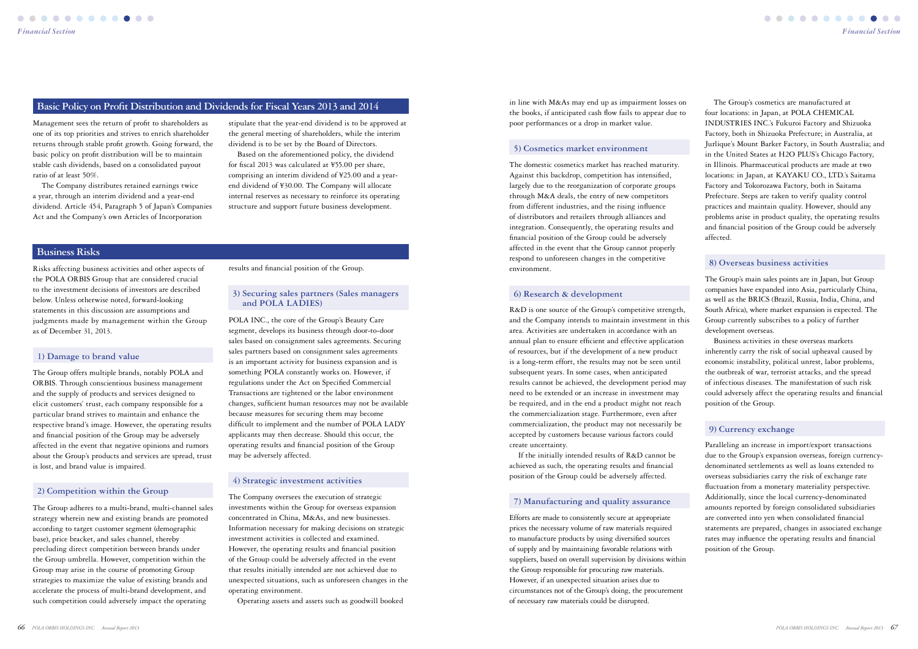## Basic Policy on Profit Distribution and Dividends for Fiscal Years 2013 and 2014

Management sees the return of profit to shareholders as one of its top priorities and strives to enrich shareholder returns through stable profit growth. Going forward, the basic policy on profit distribution will be to maintain stable cash dividends, based on a consolidated payout ratio of at least 50%.

The Company distributes retained earnings twice a year, through an interim dividend and a year-end dividend. Article 454, Paragraph 5 of Japan's Companies Act and the Company's own Articles of Incorporation stipulate that the year-end dividend is to be approved at the general meeting of shareholders, while the interim dividend is to be set by the Board of Directors.

Based on the aforementioned policy, the dividend for fiscal 2013 was calculated at ¥55.00 per share, comprising an interim dividend of ¥25.00 and a year-end dividend of ¥30.00. The Company will allocate internal reserves as necessary to reinforce its operating structure and support future business development.

## Business Risks

Risks affecting business activities and other aspects of the POLA ORBIS Group that are considered crucial to the investment decisions of investors are described below. Unless otherwise noted, forward-looking statements in this discussion are assumptions and judgments made by management within the Group as of December 31, 2013.

### 1) Damage to brand value

The Group offers multiple brands, notably POLA and ORBIS. Through conscientious business management and the supply of products and services designed to elicit customers' trust, each company responsible for a particular brand strives to maintain and enhance the respective brand's image. However, the operating results and financial position of the Group may be adversely affected in the event that negative opinions and rumors about the Group's products and services are spread, trust is lost, and brand value is impaired.

### 2) Competition within the Group

The Group adheres to a multi-brand, multi-channel sales strategy wherein new and existing brands are promoted according to target customer segment (demographic base), price bracket, and sales channel, thereby precluding direct competition between brands under the Group umbrella. However, competition within the Group may arise in the course of promoting Group strategies to maximize the value of existing brands and accelerate the process of multi-brand development, and such competition could adversely impact the operating results and financial position of the Group.

### 3) Securing sales partners (Sales managers and POLA LADIES)

POLA INC., the core of the Group's Beauty Care segment, develops its business through door-to-door sales based on consignment sales agreements. Securing sales partners based on consignment sales agreements is an important activity for business expansion and is something POLA constantly works on. However, if regulations under the Act on Specified Commercial Transactions are tightened or the labor environment changes, sufficient human resources may not be available because measures for securing them may become difficult to implement and the number of POLA LADY applicants may then decrease. Should this occur, the operating results and financial position of the Group may be adversely affected.

### 4) Strategic investment activities

The Company oversees the execution of strategic investments within the Group for overseas expansion concentrated in China, M&As, and new businesses. Information necessary for making decisions on strategic investment activities is collected and examined. However, the operating results and financial position of the Group could be adversely affected in the event that results initially intended are not achieved due to unexpected situations, such as unforeseen changes in the operating environment.

Operating assets and assets such as goodwill booked in line with M&As may end up as impairment losses on the books, if anticipated cash flow fails to appear due to poor performances or a drop in market value.

### 5) Cosmetics market environment

The domestic cosmetics market has reached maturity. Against this backdrop, competition has intensified, largely due to the reorganization of corporate groups through M&A deals, the entry of new competitors from different industries, and the rising influence of distributors and retailers through alliances and integration. Consequently, the operating results and financial position of the Group could be adversely affected in the event that the Group cannot properly respond to unforeseen changes in the competitive environment.

### 6) Research & development

R&D is one source of the Group's competitive strength, and the Company intends to maintain investment in this area. Activities are undertaken in accordance with an annual plan to ensure efficient and effective application of resources, but if the development of a new product is a long-term effort, the results may not be seen until subsequent years. In some cases, when anticipated results cannot be achieved, the development period may need to be extended or an increase in investment may be required, and in the end a product might not reach the commercialization stage. Furthermore, even after commercialization, the product may not necessarily be accepted by customers because various factors could create uncertainty.

If the initially intended results of R&D cannot be achieved as such, the operating results and financial position of the Group could be adversely affected.

### 7) Manufacturing and quality assurance

Efforts are made to consistently secure at appropriate prices the necessary volume of raw materials required to manufacture products by using diversified sources of supply and by maintaining favorable relations with suppliers, based on overall supervision by divisions within the Group responsible for procuring raw materials. However, if an unexpected situation arises due to circumstances not of the Group's doing, the procurement of necessary raw materials could be disrupted.

The Group's cosmetics are manufactured at four locations: in Japan, at POLA CHEMICAL INDUSTRIES INC.'s Fukuroi Factory and Shizuoka Factory, both in Shizuoka Prefecture; in Australia, at Jurlique's Mount Barker Factory, in South Australia; and in the United States at H2O PLUS's Chicago Factory, in Illinois. Pharmaceutical products are made at two locations: in Japan, at KAYAKU CO., LTD.'s Saitama Factory and Tokorozawa Factory, both in Saitama Prefecture. Steps are taken to verify quality control practices and maintain quality. However, should any problems arise in product quality, the operating results and financial position of the Group could be adversely affected.

### 8) Overseas business activities

The Group's main sales points are in Japan, but Group companies have expanded into Asia, particularly China, as well as the BRICS (Brazil, Russia, India, China, and South Africa), where market expansion is expected. The Group currently subscribes to a policy of further development overseas.

Business activities in these overseas markets inherently carry the risk of social upheaval caused by economic instability, political unrest, labor problems, the outbreak of war, terrorist attacks, and the spread of infectious diseases. The manifestation of such risk could adversely affect the operating results and financial position of the Group.

### 9) Currency exchange

Paralleling an increase in import/export transactions due to the Group's expansion overseas, foreign currency-denominated settlements as well as loans extended to overseas subsidiaries carry the risk of exchange rate fluctuation from a monetary materiality perspective. Additionally, since the local currency-denominated amounts reported by foreign consolidated subsidiaries are converted into yen when consolidated financial statements are prepared, changes in associated exchange rates may influence the operating results and financial position of the Group.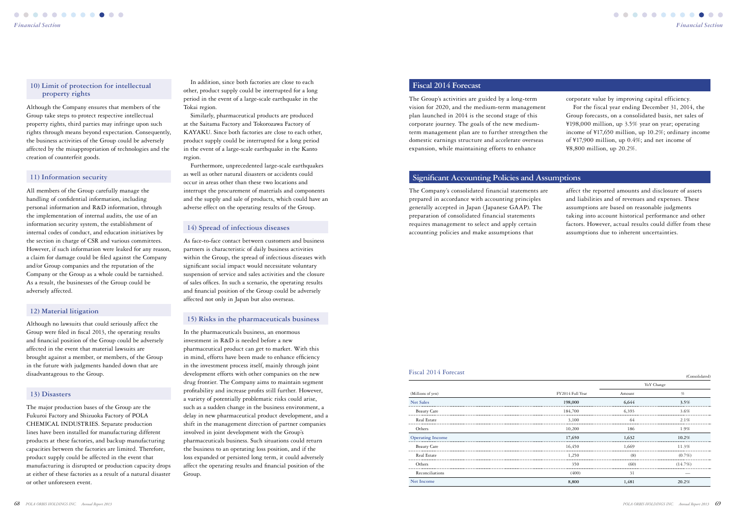### 10) Limit of protection for intellectual property rights

Although the Company ensures that members of the Group take steps to protect respective intellectual property rights, third parties may infringe upon such rights through means beyond expectation. Consequently, the business activities of the Group could be adversely affected by the misappropriation of technologies and the creation of counterfeit goods.

### 11) Information security

All members of the Group carefully manage the handling of confidential information, including personal information and R&D information, through the implementation of internal audits, the use of an information security system, the establishment of internal codes of conduct, and education initiatives by the section in charge of CSR and various committees. However, if such information were leaked for any reason, a claim for damage could be filed against the Company and/or Group companies and the reputation of the Company or the Group as a whole could be tarnished. As a result, the businesses of the Group could be adversely affected.

### 12) Material litigation

Although no lawsuits that could seriously affect the Group were filed in fiscal 2013, the operating results and financial position of the Group could be adversely affected in the event that material lawsuits are brought against a member, or members, of the Group in the future with judgments handed down that are disadvantageous to the Group.

### 13) Disasters

The major production bases of the Group are the Fukuroi Factory and Shizuoka Factory of POLA CHEMICAL INDUSTRIES. Separate production lines have been installed for manufacturing different products at these factories, and backup manufacturing capacities between the factories are limited. Therefore, product supply could be affected in the event that manufacturing is disrupted or production capacity drops at either of these factories as a result of a natural disaster or other unforeseen event.

In addition, since both factories are close to each other, product supply could be interrupted for a long period in the event of a large-scale earthquake in the Tokai region.

Similarly, pharmaceutical products are produced at the Saitama Factory and Tokorozawa Factory of KAYAKU. Since both factories are close to each other, product supply could be interrupted for a long period in the event of a large-scale earthquake in the Kanto region.

Furthermore, unprecedented large-scale earthquakes as well as other natural disasters or accidents could occur in areas other than these two locations and interrupt the procurement of materials and components and the supply and sale of products, which could have an adverse effect on the operating results of the Group.

### 14) Spread of infectious diseases

As face-to-face contact between customers and business partners is characteristic of daily business activities within the Group, the spread of infectious diseases with significant social impact would necessitate voluntary suspension of service and sales activities and the closure of sales offices. In such a scenario, the operating results and financial position of the Group could be adversely affected not only in Japan but also overseas.

### 15) Risks in the pharmaceuticals business

In the pharmaceuticals business, an enormous investment in R&D is needed before a new pharmaceutical product can get to market. With this in mind, efforts have been made to enhance efficiency in the investment process itself, mainly through joint development efforts with other companies on the new drug frontier. The Company aims to maintain segment profitability and increase profits still further. However, a variety of potentially problematic risks could arise, such as a sudden change in the business environment, a delay in new pharmaceutical product development, and a shift in the management direction of partner companies involved in joint development with the Group's pharmaceuticals business. Such situations could return the business to an operating loss position, and if the loss expanded or persisted long term, it could adversely affect the operating results and financial position of the Group.

## Fiscal 2014 Forecast

The Group's activities are guided by a long-term vision for 2020, and the medium-term management plan launched in 2014 is the second stage of this corporate journey. The goals of the new medium-term management plan are to further strengthen the domestic earnings structure and accelerate overseas expansion, while maintaining efforts to enhance corporate value by improving capital efficiency.

For the fiscal year ending December 31, 2014, the Group forecasts, on a consolidated basis, net sales of ¥198,000 million, up 3.5% year on year; operating income of ¥17,650 million, up 10.2%; ordinary income of ¥17,900 million, up 0.4%; and net income of ¥8,800 million, up 20.2%.

## Significant Accounting Policies and Assumptions

The Company's consolidated financial statements are prepared in accordance with accounting principles generally accepted in Japan (Japanese GAAP). The preparation of consolidated financial statements requires management to select and apply certain accounting policies and make assumptions that affect the reported amounts and disclosure of assets and liabilities and of revenues and expenses. These assumptions are based on reasonable judgments taking into account historical performance and other factors. However, actual results could differ from these assumptions due to inherent uncertainties.

Fiscal 2014 Forecast

(Consolidated)

| (Millions of yen) | FY2014 Full Year | YoY Change Amount | YoY Change % |
|---|---|---|---|
| **Net Sales** | **198,000** | **6,644** | **3.5%** |
| Beauty Care | 184,700 | 6,393 | 3.6% |
| Real Estate | 3,100 | 64 | 2.1% |
| Others | 10,200 | 186 | 1.9% |
| **Operating Income** | **17,650** | **1,632** | **10.2%** |
| Beauty Care | 16,450 | 1,669 | 11.3% |
| Real Estate | 1,250 | (8) | (0.7%) |
| Others | 350 | (60) | (14.7%) |
| Reconciliations | (400) | 31 | — |
| **Net Income** | **8,800** | **1,481** | **20.2%** |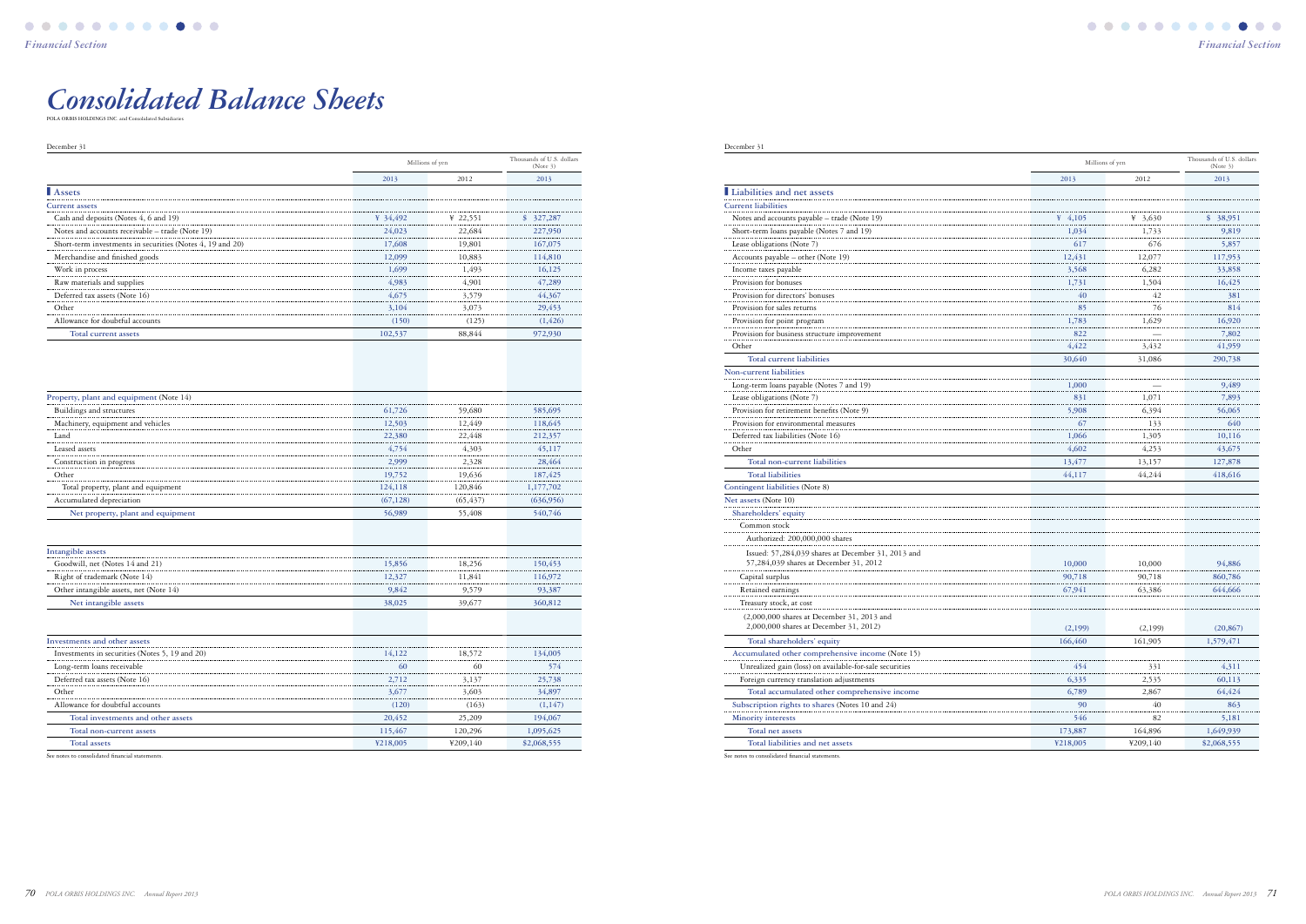# Consolidated Balance Sheets

POLA ORBIS HOLDINGS INC. and Consolidated Subsidiaries

December 31

| | Millions of yen | | Thousands of U.S. dollars (Note 3) |
|---|---|---|---|
| | 2013 | 2012 | 2013 |
| **Assets** | | | |
| Current assets | | | |
| Cash and deposits (Notes 4, 6 and 19) | ¥ 34,492 | ¥ 22,551 | $ 327,287 |
| Notes and accounts receivable – trade (Note 19) | 24,023 | 22,684 | 227,950 |
| Short-term investments in securities (Notes 4, 19 and 20) | 17,608 | 19,801 | 167,075 |
| Merchandise and finished goods | 12,099 | 10,883 | 114,810 |
| Work in process | 1,699 | 1,493 | 16,125 |
| Raw materials and supplies | 4,983 | 4,901 | 47,289 |
| Deferred tax assets (Note 16) | 4,675 | 3,579 | 44,367 |
| Other | 3,104 | 3,073 | 29,453 |
| Allowance for doubtful accounts | (150) | (125) | (1,426) |
| Total current assets | 102,537 | 88,844 | 972,930 |
| Property, plant and equipment (Note 14) | | | |
| Buildings and structures | 61,726 | 59,680 | 585,695 |
| Machinery, equipment and vehicles | 12,503 | 12,449 | 118,645 |
| Land | 22,380 | 22,448 | 212,357 |
| Leased assets | 4,754 | 4,303 | 45,117 |
| Construction in progress | 2,999 | 2,328 | 28,464 |
| Other | 19,752 | 19,636 | 187,425 |
| Total property, plant and equipment | 124,118 | 120,846 | 1,177,702 |
| Accumulated depreciation | (67,128) | (65,437) | (636,956) |
| Net property, plant and equipment | 56,989 | 55,408 | 540,746 |
| Intangible assets | | | |
| Goodwill, net (Notes 14 and 21) | 15,856 | 18,256 | 150,453 |
| Right of trademark (Note 14) | 12,327 | 11,841 | 116,972 |
| Other intangible assets, net (Note 14) | 9,842 | 9,579 | 93,387 |
| Net intangible assets | 38,025 | 39,677 | 360,812 |
| Investments and other assets | | | |
| Investments in securities (Notes 5, 19 and 20) | 14,122 | 18,572 | 134,005 |
| Long-term loans receivable | 60 | 60 | 574 |
| Deferred tax assets (Note 16) | 2,712 | 3,137 | 25,738 |
| Other | 3,677 | 3,603 | 34,897 |
| Allowance for doubtful accounts | (120) | (163) | (1,147) |
| Total investments and other assets | 20,452 | 25,209 | 194,067 |
| Total non-current assets | 115,467 | 120,296 | 1,095,625 |
| Total assets | ¥218,005 | ¥209,140 | $2,068,555 |

See notes to consolidated financial statements.

December 31

| | Millions of yen | | Thousands of U.S. dollars (Note 3) |
|---|---|---|---|
| | 2013 | 2012 | 2013 |
| **Liabilities and net assets** | | | |
| Current liabilities | | | |
| Notes and accounts payable – trade (Note 19) | ¥ 4,105 | ¥ 3,630 | $ 38,951 |
| Short-term loans payable (Notes 7 and 19) | 1,034 | 1,733 | 9,819 |
| Lease obligations (Note 7) | 617 | 676 | 5,857 |
| Accounts payable – other (Note 19) | 12,431 | 12,077 | 117,953 |
| Income taxes payable | 3,568 | 6,282 | 33,858 |
| Provision for bonuses | 1,731 | 1,504 | 16,425 |
| Provision for directors' bonuses | 40 | 42 | 381 |
| Provision for sales returns | 85 | 76 | 814 |
| Provision for point program | 1,783 | 1,629 | 16,920 |
| Provision for business structure improvement | 822 | — | 7,802 |
| Other | 4,422 | 3,432 | 41,959 |
| Total current liabilities | 30,640 | 31,086 | 290,738 |
| Non-current liabilities | | | |
| Long-term loans payable (Notes 7 and 19) | 1,000 | — | 9,489 |
| Lease obligations (Note 7) | 831 | 1,071 | 7,893 |
| Provision for retirement benefits (Note 9) | 5,908 | 6,394 | 56,065 |
| Provision for environmental measures | 67 | 133 | 640 |
| Deferred tax liabilities (Note 16) | 1,066 | 1,305 | 10,116 |
| Other | 4,602 | 4,253 | 43,675 |
| Total non-current liabilities | 13,477 | 13,157 | 127,878 |
| Total liabilities | 44,117 | 44,244 | 418,616 |
| Contingent liabilities (Note 8) | | | |
| Net assets (Note 10) | | | |
| Shareholders' equity | | | |
| Common stock | | | |
| Authorized: 200,000,000 shares | | | |
| Issued: 57,284,039 shares at December 31, 2013 and 57,284,039 shares at December 31, 2012 | 10,000 | 10,000 | 94,886 |
| Capital surplus | 90,718 | 90,718 | 860,786 |
| Retained earnings | 67,941 | 63,386 | 644,666 |
| Treasury stock, at cost | | | |
| (2,000,000 shares at December 31, 2013 and 2,000,000 shares at December 31, 2012) | (2,199) | (2,199) | (20,867) |
| Total shareholders' equity | 166,460 | 161,905 | 1,579,471 |
| Accumulated other comprehensive income (Note 15) | | | |
| Unrealized gain (loss) on available-for-sale securities | 454 | 331 | 4,311 |
| Foreign currency translation adjustments | 6,335 | 2,535 | 60,113 |
| Total accumulated other comprehensive income | 6,789 | 2,867 | 64,424 |
| Subscription rights to shares (Notes 10 and 24) | 90 | 40 | 863 |
| Minority interests | 546 | 82 | 5,181 |
| Total net assets | 173,887 | 164,896 | 1,649,939 |
| Total liabilities and net assets | ¥218,005 | ¥209,140 | $2,068,555 |

See notes to consolidated financial statements.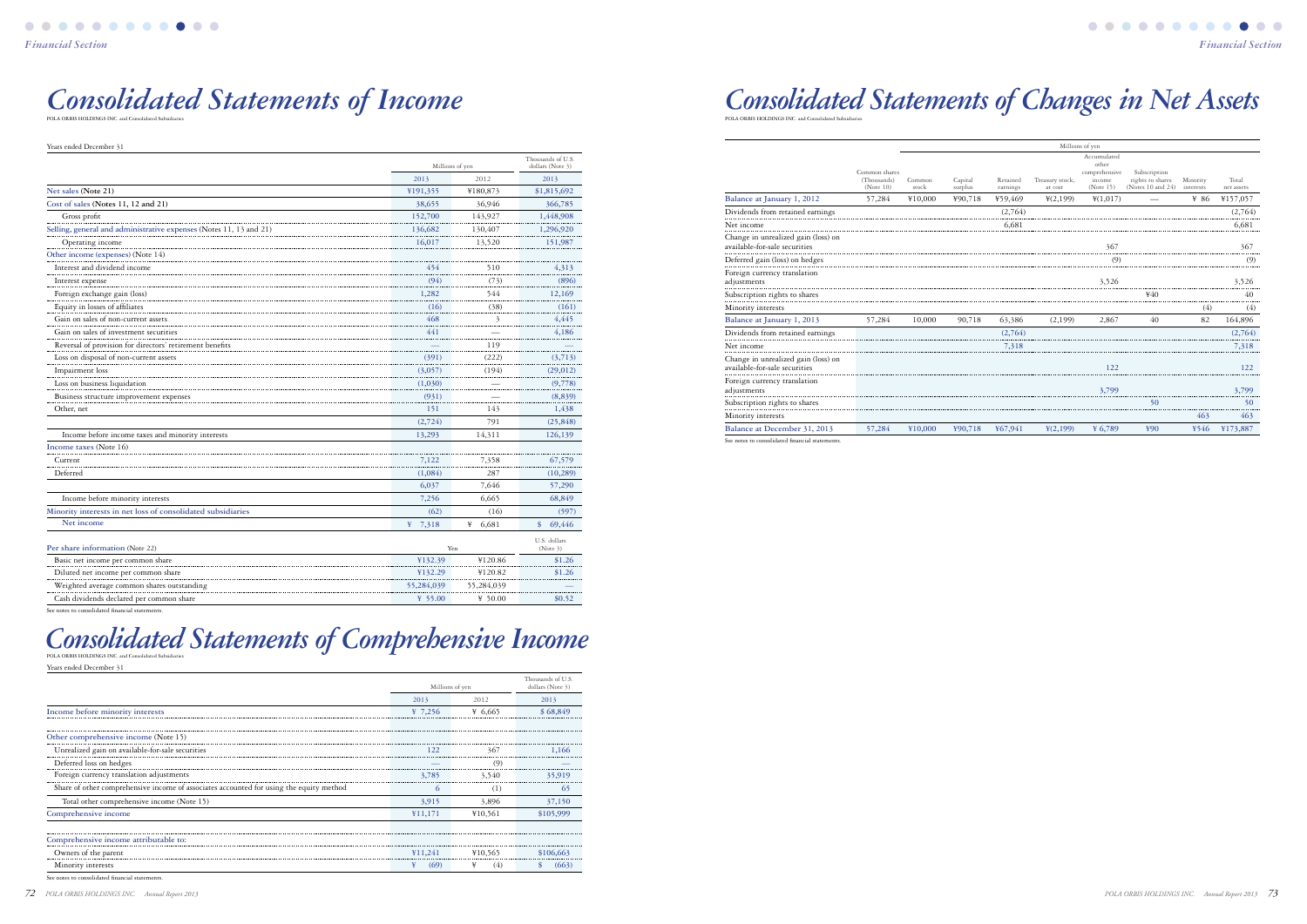# Consolidated Statements of Income

POLA ORBIS HOLDINGS INC. and Consolidated Subsidiaries

Years ended December 31

| | Millions of yen | | Thousands of U.S. dollars (Note 3) |
|---|---|---|---|
| | 2013 | 2012 | 2013 |
| Net sales (Note 21) | ¥191,355 | ¥180,873 | $1,815,692 |
| Cost of sales (Notes 11, 12 and 21) | 38,655 | 36,946 | 366,785 |
| Gross profit | 152,700 | 143,927 | 1,448,908 |
| Selling, general and administrative expenses (Notes 11, 13 and 21) | 136,682 | 130,407 | 1,296,920 |
| Operating income | 16,017 | 13,520 | 151,987 |
| Other income (expenses) (Note 14) | | | |
| Interest and dividend income | 454 | 510 | 4,313 |
| Interest expense | (94) | (73) | (896) |
| Foreign exchange gain (loss) | 1,282 | 544 | 12,169 |
| Equity in losses of affiliates | (16) | (38) | (161) |
| Gain on sales of non-current assets | 468 | 3 | 4,445 |
| Gain on sales of investment securities | 441 | — | 4,186 |
| Reversal of provision for directors' retirement benefits | — | 119 | — |
| Loss on disposal of non-current assets | (391) | (222) | (3,713) |
| Impairment loss | (3,057) | (194) | (29,012) |
| Loss on business liquidation | (1,030) | — | (9,778) |
| Business structure improvement expenses | (931) | — | (8,839) |
| Other, net | 151 | 143 | 1,438 |
| | (2,724) | 791 | (25,848) |
| Income before income taxes and minority interests | 13,293 | 14,311 | 126,139 |
| Income taxes (Note 16) | | | |
| Current | 7,122 | 7,358 | 67,579 |
| Deferred | (1,084) | 287 | (10,289) |
| | 6,037 | 7,646 | 57,290 |
| Income before minority interests | 7,256 | 6,665 | 68,849 |
| Minority interests in net loss of consolidated subsidiaries | (62) | (16) | (597) |
| Net income | ¥ 7,318 | ¥ 6,681 | $ 69,446 |

| Per share information (Note 22) | Yen | | U.S. dollars (Note 3) |
|---|---|---|---|
| Basic net income per common share | ¥132.39 | ¥120.86 | $1.26 |
| Diluted net income per common share | ¥132.29 | ¥120.82 | $1.26 |
| Weighted average common shares outstanding | 55,284,039 | 55,284,039 | — |
| Cash dividends declared per common share | ¥ 55.00 | ¥ 50.00 | $0.52 |

See notes to consolidated financial statements.

# Consolidated Statements of Comprehensive Income

POLA ORBIS HOLDINGS INC. and Consolidated Subsidiaries

Years ended December 31

| | Millions of yen | | Thousands of U.S. dollars (Note 3) |
|---|---|---|---|
| | 2013 | 2012 | 2013 |
| Income before minority interests | ¥ 7,256 | ¥ 6,665 | $ 68,849 |
| Other comprehensive income (Note 15) | | | |
| Unrealized gain on available-for-sale securities | 122 | 367 | 1,166 |
| Deferred loss on hedges | — | (9) | — |
| Foreign currency translation adjustments | 3,785 | 3,540 | 35,919 |
| Share of other comprehensive income of associates accounted for using the equity method | 6 | (1) | 65 |
| Total other comprehensive income (Note 15) | 3,915 | 3,896 | 37,150 |
| Comprehensive income | ¥11,171 | ¥10,561 | $105,999 |
| Comprehensive income attributable to: | | | |
| Owners of the parent | ¥11,241 | ¥10,565 | $106,663 |
| Minority interests | ¥ (69) | ¥ (4) | $ (663) |

See notes to consolidated financial statements.

# Consolidated Statements of Changes in Net Assets

POLA ORBIS HOLDINGS INC. and Consolidated Subsidiaries

| | | Millions of yen | | | | | | | |
|---|---|---|---|---|---|---|---|---|---|
| | Common shares (Thousands) (Note 10) | Common stock | Capital surplus | Retained earnings | Treasury stock, at cost | Accumulated other comprehensive income (Note 15) | Subscription rights to shares (Notes 10 and 24) | Minority interests | Total net assets |
| Balance at January 1, 2012 | 57,284 | ¥10,000 | ¥90,718 | ¥59,469 | ¥(2,199) | ¥(1,017) | — | ¥ 86 | ¥157,057 |
| Dividends from retained earnings | | | | (2,764) | | | | | (2,764) |
| Net income | | | | 6,681 | | | | | 6,681 |
| Change in unrealized gain (loss) on available-for-sale securities | | | | | | 367 | | | 367 |
| Deferred gain (loss) on hedges | | | | | | (9) | | | (9) |
| Foreign currency translation adjustments | | | | | | 3,526 | | | 3,526 |
| Subscription rights to shares | | | | | | | ¥40 | | 40 |
| Minority interests | | | | | | | | (4) | (4) |
| Balance at January 1, 2013 | 57,284 | 10,000 | 90,718 | 63,386 | (2,199) | 2,867 | 40 | 82 | 164,896 |
| Dividends from retained earnings | | | | (2,764) | | | | | (2,764) |
| Net income | | | | 7,318 | | | | | 7,318 |
| Change in unrealized gain (loss) on available-for-sale securities | | | | | | 122 | | | 122 |
| Foreign currency translation adjustments | | | | | | 3,799 | | | 3,799 |
| Subscription rights to shares | | | | | | | 50 | | 50 |
| Minority interests | | | | | | | | 463 | 463 |
| Balance at December 31, 2013 | 57,284 | ¥10,000 | ¥90,718 | ¥67,941 | ¥(2,199) | ¥ 6,789 | ¥90 | ¥546 | ¥173,887 |

See notes to consolidated financial statements.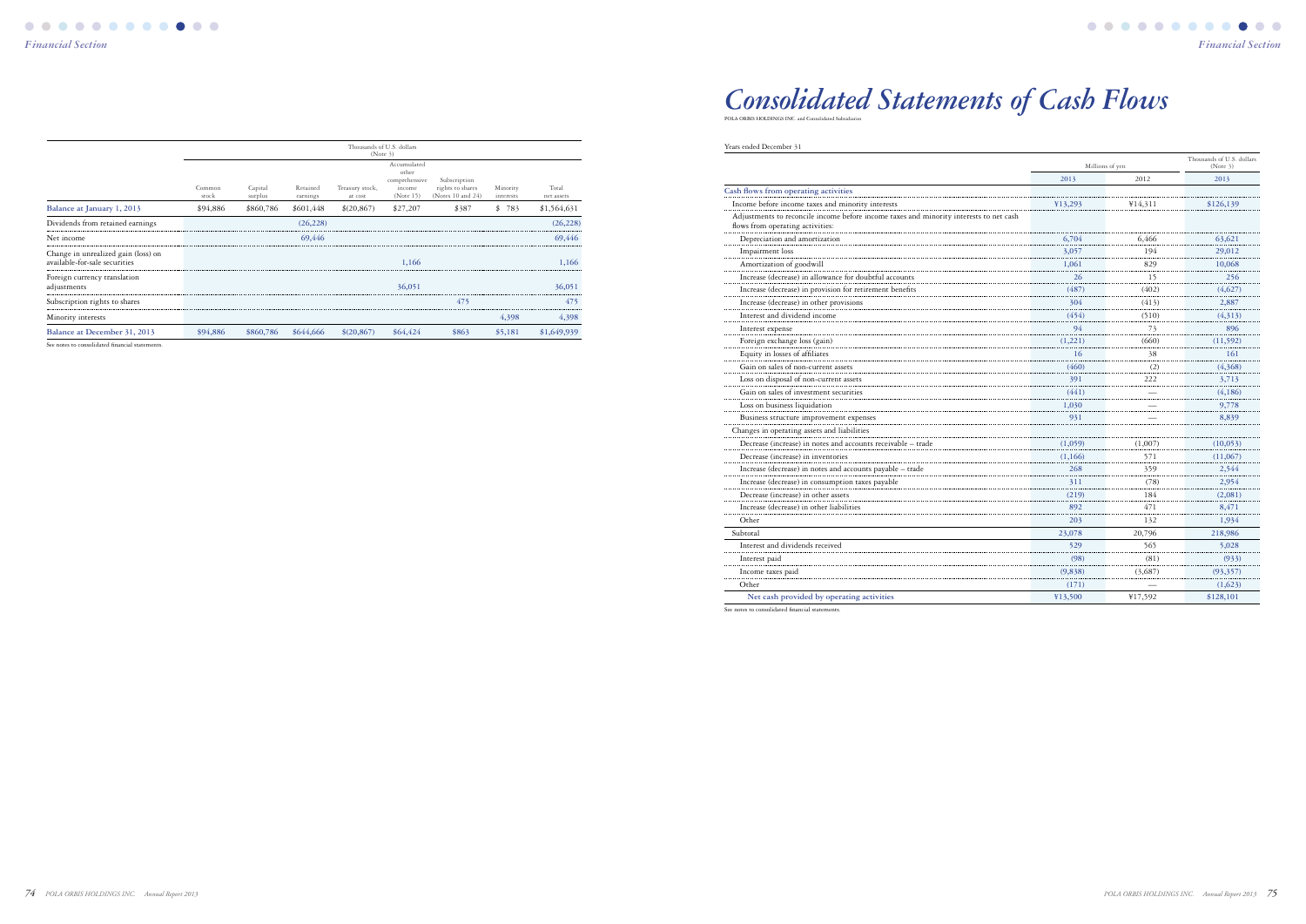| | Thousands of U.S. dollars (Note 3) | | | | | | | |
|---|---|---|---|---|---|---|---|---|
| | Common stock | Capital surplus | Retained earnings | Treasury stock, at cost | Accumulated other comprehensive income (Note 15) | Subscription rights to shares (Notes 10 and 24) | Minority interests | Total net assets |
| Balance at January 1, 2013 | $94,886 | $860,786 | $601,448 | $(20,867) | $27,207 | $387 | $ 783 | $1,564,631 |
| Dividends from retained earnings | | | (26,228) | | | | | (26,228) |
| Net income | | | 69,446 | | | | | 69,446 |
| Change in unrealized gain (loss) on available-for-sale securities | | | | | 1,166 | | | 1,166 |
| Foreign currency translation adjustments | | | | | 36,051 | | | 36,051 |
| Subscription rights to shares | | | | | | 475 | | 475 |
| Minority interests | | | | | | | 4,398 | 4,398 |
| Balance at December 31, 2013 | $94,886 | $860,786 | $644,666 | $(20,867) | $64,424 | $863 | $5,181 | $1,649,939 |

See notes to consolidated financial statements.

# *Consolidated Statements of Cash Flows*

POLA ORBIS HOLDINGS INC. and Consolidated Subsidiaries

Years ended December 31

| | Millions of yen | | Thousands of U.S. dollars (Note 3) |
|---|---|---|---|
| | 2013 | 2012 | 2013 |
| **Cash flows from operating activities** | | | |
| Income before income taxes and minority interests | ¥13,293 | ¥14,311 | $126,139 |
| Adjustments to reconcile income before income taxes and minority interests to net cash flows from operating activities: | | | |
| Depreciation and amortization | 6,704 | 6,466 | 63,621 |
| Impairment loss | 3,057 | 194 | 29,012 |
| Amortization of goodwill | 1,061 | 829 | 10,068 |
| Increase (decrease) in allowance for doubtful accounts | 26 | 15 | 256 |
| Increase (decrease) in provision for retirement benefits | (487) | (402) | (4,627) |
| Increase (decrease) in other provisions | 304 | (413) | 2,887 |
| Interest and dividend income | (454) | (510) | (4,313) |
| Interest expense | 94 | 73 | 896 |
| Foreign exchange loss (gain) | (1,221) | (660) | (11,592) |
| Equity in losses of affiliates | 16 | 38 | 161 |
| Gain on sales of non-current assets | (460) | (2) | (4,368) |
| Loss on disposal of non-current assets | 391 | 222 | 3,713 |
| Gain on sales of investment securities | (441) | — | (4,186) |
| Loss on business liquidation | 1,030 | — | 9,778 |
| Business structure improvement expenses | 931 | — | 8,839 |
| Changes in operating assets and liabilities | | | |
| Decrease (increase) in notes and accounts receivable – trade | (1,059) | (1,007) | (10,053) |
| Decrease (increase) in inventories | (1,166) | 571 | (11,067) |
| Increase (decrease) in notes and accounts payable – trade | 268 | 359 | 2,544 |
| Increase (decrease) in consumption taxes payable | 311 | (78) | 2,954 |
| Decrease (increase) in other assets | (219) | 184 | (2,081) |
| Increase (decrease) in other liabilities | 892 | 471 | 8,471 |
| Other | 203 | 132 | 1,934 |
| Subtotal | 23,078 | 20,796 | 218,986 |
| Interest and dividends received | 529 | 565 | 5,028 |
| Interest paid | (98) | (81) | (933) |
| Income taxes paid | (9,838) | (3,687) | (93,357) |
| Other | (171) | — | (1,623) |
| Net cash provided by operating activities | ¥13,500 | ¥17,592 | $128,101 |

See notes to consolidated financial statements.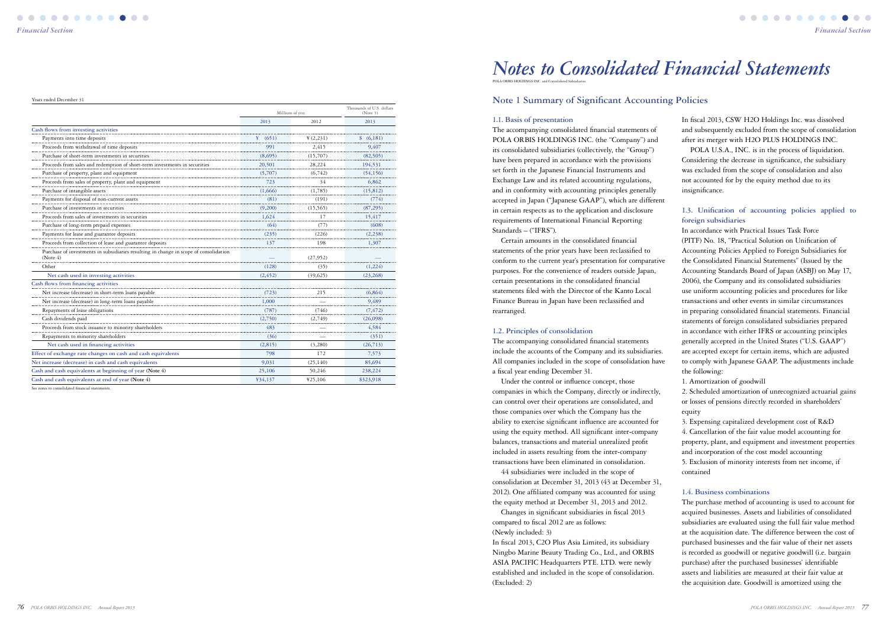Years ended December 31

| | Millions of yen | | Thousands of U.S. dollars (Note 3) |
|---|---|---|---|
| | 2013 | 2012 | 2013 |
| **Cash flows from investing activities** | | | |
| Payments into time deposits | ¥ (651) | ¥ (2,231) | $ (6,181) |
| Proceeds from withdrawal of time deposits | 991 | 2,415 | 9,407 |
| Purchase of short-term investments in securities | (8,695) | (15,707) | (82,505) |
| Proceeds from sales and redemption of short-term investments in securities | 20,501 | 28,224 | 194,531 |
| Purchase of property, plant and equipment | (5,707) | (6,742) | (54,156) |
| Proceeds from sales of property, plant and equipment | 723 | 34 | 6,862 |
| Purchase of intangible assets | (1,666) | (1,785) | (15,812) |
| Payments for disposal of non-current assets | (81) | (191) | (774) |
| Purchase of investments in securities | (9,200) | (15,565) | (87,295) |
| Proceeds from sales of investments in securities | 1,624 | 17 | 15,417 |
| Purchase of long-term prepaid expenses | (64) | (77) | (608) |
| Payments for lease and guarantee deposits | (235) | (226) | (2,238) |
| Proceeds from collection of lease and guarantee deposits | 137 | 198 | 1,307 |
| Purchase of investments in subsidiaries resulting in change in scope of consolidation (Note 4) | — | (27,952) | — |
| Other | (128) | (35) | (1,224) |
| Net cash used in investing activities | (2,452) | (39,625) | (23,268) |
| **Cash flows from financing activities** | | | |
| Net increase (decrease) in short-term loans payable | (723) | 215 | (6,864) |
| Net increase (decrease) in long-term loans payable | 1,000 | — | 9,489 |
| Repayments of lease obligations | (787) | (746) | (7,472) |
| Cash dividends paid | (2,750) | (2,749) | (26,098) |
| Proceeds from stock issuance to minority shareholders | 483 | — | 4,584 |
| Repayments to minority shareholders | (36) | — | (351) |
| Net cash used in financing activities | (2,815) | (3,280) | (26,713) |
| Effect of exchange rate changes on cash and cash equivalents | 798 | 172 | 7,573 |
| Net increase (decrease) in cash and cash equivalents | 9,031 | (25,140) | 85,694 |
| Cash and cash equivalents at beginning of year (Note 4) | 25,106 | 50,246 | 238,224 |
| Cash and cash equivalents at end of year (Note 4) | ¥34,137 | ¥25,106 | $323,918 |

See notes to consolidated financial statements.

# *Notes to Consolidated Financial Statements*

POLA ORBIS HOLDINGS INC. and Consolidated Subsidiaries

## Note 1 Summary of Significant Accounting Policies

### 1.1. Basis of presentation

The accompanying consolidated financial statements of POLA ORBIS HOLDINGS INC. (the "Company") and its consolidated subsidiaries (collectively, the "Group") have been prepared in accordance with the provisions set forth in the Japanese Financial Instruments and Exchange Law and its related accounting regulations, and in conformity with accounting principles generally accepted in Japan ("Japanese GAAP"), which are different in certain respects as to the application and disclosure requirements of International Financial Reporting Standards – ("IFRS").

Certain amounts in the consolidated financial statements of the prior years have been reclassified to conform to the current year's presentation for comparative purposes. For the convenience of readers outside Japan, certain presentations in the consolidated financial statements filed with the Director of the Kanto Local Finance Bureau in Japan have been reclassified and rearranged.

### 1.2. Principles of consolidation

The accompanying consolidated financial statements include the accounts of the Company and its subsidiaries. All companies included in the scope of consolidation have a fiscal year ending December 31.

Under the control or influence concept, those companies in which the Company, directly or indirectly, can control over their operations are consolidated, and those companies over which the Company has the ability to exercise significant influence are accounted for using the equity method. All significant inter-company balances, transactions and material unrealized profit included in assets resulting from the inter-company transactions have been eliminated in consolidation.

44 subsidiaries were included in the scope of consolidation at December 31, 2013 (43 at December 31, 2012). One affiliated company was accounted for using the equity method at December 31, 2013 and 2012.

Changes in significant subsidiaries in fiscal 2013 compared to fiscal 2012 are as follows:
(Newly included: 3)
In fiscal 2013, C2O Plus Asia Limited, its subsidiary Ningbo Marine Beauty Trading Co., Ltd., and ORBIS ASIA PACIFIC Headquarters PTE. LTD. were newly established and included in the scope of consolidation.
(Excluded: 2)

In fiscal 2013, CSW H2O Holdings Inc. was dissolved and subsequently excluded from the scope of consolidation after its merger with H2O PLUS HOLDINGS INC.

POLA U.S.A., INC. is in the process of liquidation. Considering the decrease in significance, the subsidiary was excluded from the scope of consolidation and also not accounted for by the equity method due to its insignificance.

### 1.3. Unification of accounting policies applied to foreign subsidiaries

In accordance with Practical Issues Task Force (PITF) No. 18, "Practical Solution on Unification of Accounting Policies Applied to Foreign Subsidiaries for the Consolidated Financial Statements" (Issued by the Accounting Standards Board of Japan (ASBJ) on May 17, 2006), the Company and its consolidated subsidiaries use uniform accounting policies and procedures for like transactions and other events in similar circumstances in preparing consolidated financial statements. Financial statements of foreign consolidated subsidiaries prepared in accordance with either IFRS or accounting principles generally accepted in the United States ("U.S. GAAP") are accepted except for certain items, which are adjusted to comply with Japanese GAAP. The adjustments include the following:

1. Amortization of goodwill
2. Scheduled amortization of unrecognized actuarial gains or losses of pensions directly recorded in shareholders' equity
3. Expensing capitalized development cost of R&D
4. Cancellation of the fair value model accounting for property, plant, and equipment and investment properties and incorporation of the cost model accounting
5. Exclusion of minority interests from net income, if contained

### 1.4. Business combinations

The purchase method of accounting is used to account for acquired businesses. Assets and liabilities of consolidated subsidiaries are evaluated using the full fair value method at the acquisition date. The difference between the cost of purchased businesses and the fair value of their net assets is recorded as goodwill or negative goodwill (i.e. bargain purchase) after the purchased businesses' identifiable assets and liabilities are measured at their fair value at the acquisition date. Goodwill is amortized using the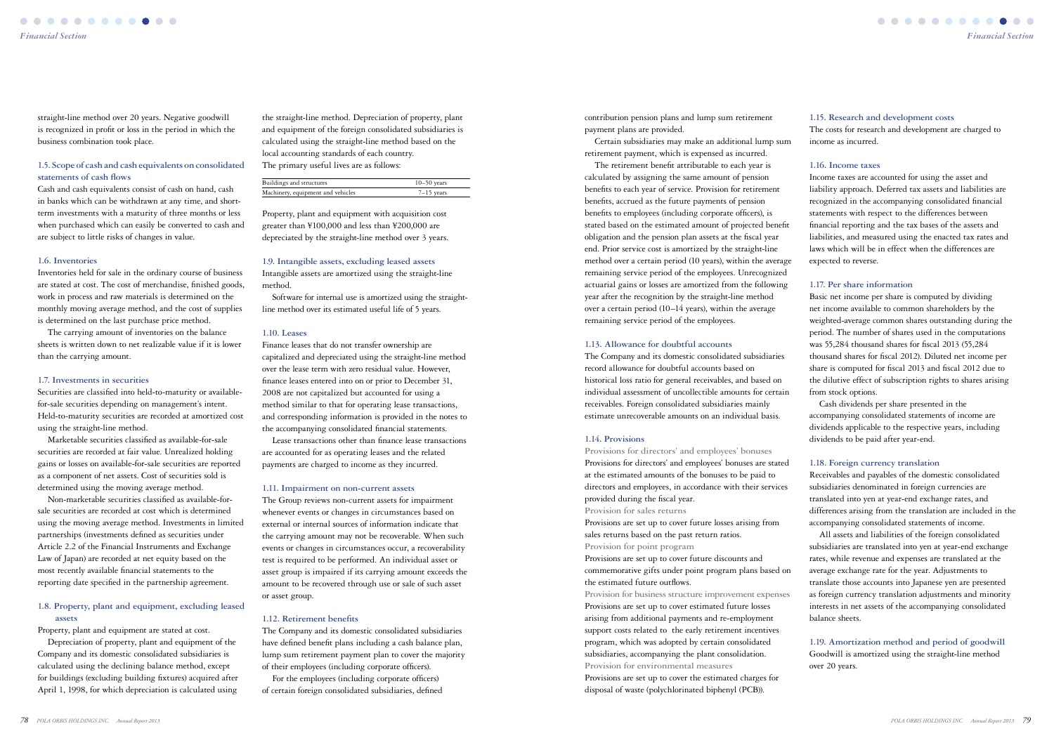straight-line method over 20 years. Negative goodwill is recognized in profit or loss in the period in which the business combination took place.

### 1.5. Scope of cash and cash equivalents on consolidated statements of cash flows

Cash and cash equivalents consist of cash on hand, cash in banks which can be withdrawn at any time, and short-term investments with a maturity of three months or less when purchased which can easily be converted to cash and are subject to little risks of changes in value.

### 1.6. Inventories

Inventories held for sale in the ordinary course of business are stated at cost. The cost of merchandise, finished goods, work in process and raw materials is determined on the monthly moving average method, and the cost of supplies is determined on the last purchase price method.

The carrying amount of inventories on the balance sheets is written down to net realizable value if it is lower than the carrying amount.

### 1.7. Investments in securities

Securities are classified into held-to-maturity or available-for-sale securities depending on management's intent. Held-to-maturity securities are recorded at amortized cost using the straight-line method.

Marketable securities classified as available-for-sale securities are recorded at fair value. Unrealized holding gains or losses on available-for-sale securities are reported as a component of net assets. Cost of securities sold is determined using the moving average method.

Non-marketable securities classified as available-for-sale securities are recorded at cost which is determined using the moving average method. Investments in limited partnerships (investments defined as securities under Article 2.2 of the Financial Instruments and Exchange Law of Japan) are recorded at net equity based on the most recently available financial statements to the reporting date specified in the partnership agreement.

### 1.8. Property, plant and equipment, excluding leased assets

Property, plant and equipment are stated at cost.

Depreciation of property, plant and equipment of the Company and its domestic consolidated subsidiaries is calculated using the declining balance method, except for buildings (excluding building fixtures) acquired after April 1, 1998, for which depreciation is calculated using the straight-line method. Depreciation of property, plant and equipment of the foreign consolidated subsidiaries is calculated using the straight-line method based on the local accounting standards of each country.

The primary useful lives are as follows:

| | |
|---|---|
| Buildings and structures | 10–50 years |
| Machinery, equipment and vehicles | 7–15 years |

Property, plant and equipment with acquisition cost greater than ¥100,000 and less than ¥200,000 are depreciated by the straight-line method over 3 years.

### 1.9. Intangible assets, excluding leased assets

Intangible assets are amortized using the straight-line method.

Software for internal use is amortized using the straight-line method over its estimated useful life of 5 years.

### 1.10. Leases

Finance leases that do not transfer ownership are capitalized and depreciated using the straight-line method over the lease term with zero residual value. However, finance leases entered into on or prior to December 31, 2008 are not capitalized but accounted for using a method similar to that for operating lease transactions, and corresponding information is provided in the notes to the accompanying consolidated financial statements.

Lease transactions other than finance lease transactions are accounted for as operating leases and the related payments are charged to income as they incurred.

### 1.11. Impairment on non-current assets

The Group reviews non-current assets for impairment whenever events or changes in circumstances based on external or internal sources of information indicate that the carrying amount may not be recoverable. When such events or changes in circumstances occur, a recoverability test is required to be performed. An individual asset or asset group is impaired if its carrying amount exceeds the amount to be recovered through use or sale of such asset or asset group.

### 1.12. Retirement benefits

The Company and its domestic consolidated subsidiaries have defined benefit plans including a cash balance plan, lump sum retirement payment plan to cover the majority of their employees (including corporate officers).

For the employees (including corporate officers) of certain foreign consolidated subsidiaries, defined contribution pension plans and lump sum retirement payment plans are provided.

Certain subsidiaries may make an additional lump sum retirement payment, which is expensed as incurred.

The retirement benefit attributable to each year is calculated by assigning the same amount of pension benefits to each year of service. Provision for retirement benefits, accrued as the future payments of pension benefits to employees (including corporate officers), is stated based on the estimated amount of projected benefit obligation and the pension plan assets at the fiscal year end. Prior service cost is amortized by the straight-line method over a certain period (10 years), within the average remaining service period of the employees. Unrecognized actuarial gains or losses are amortized from the following year after the recognition by the straight-line method over a certain period (10–14 years), within the average remaining service period of the employees.

### 1.13. Allowance for doubtful accounts

The Company and its domestic consolidated subsidiaries record allowance for doubtful accounts based on historical loss ratio for general receivables, and based on individual assessment of uncollectible amounts for certain receivables. Foreign consolidated subsidiaries mainly estimate unrecoverable amounts on an individual basis.

### 1.14. Provisions

**Provisions for directors' and employees' bonuses**

Provisions for directors' and employees' bonuses are stated at the estimated amounts of the bonuses to be paid to directors and employees, in accordance with their services provided during the fiscal year.

**Provision for sales returns**

Provisions are set up to cover future losses arising from sales returns based on the past return ratios.

**Provision for point program**

Provisions are set up to cover future discounts and commemorative gifts under point program plans based on the estimated future outflows.

**Provision for business structure improvement expenses**

Provisions are set up to cover estimated future losses arising from additional payments and re-employment support costs related to the early retirement incentives program, which was adopted by certain consolidated subsidiaries, accompanying the plant consolidation.

**Provision for environmental measures**

Provisions are set up to cover the estimated charges for disposal of waste (polychlorinated biphenyl (PCB)).

### 1.15. Research and development costs

The costs for research and development are charged to income as incurred.

### 1.16. Income taxes

Income taxes are accounted for using the asset and liability approach. Deferred tax assets and liabilities are recognized in the accompanying consolidated financial statements with respect to the differences between financial reporting and the tax bases of the assets and liabilities, and measured using the enacted tax rates and laws which will be in effect when the differences are expected to reverse.

### 1.17. Per share information

Basic net income per share is computed by dividing net income available to common shareholders by the weighted-average common shares outstanding during the period. The number of shares used in the computations was 55,284 thousand shares for fiscal 2013 (55,284 thousand shares for fiscal 2012). Diluted net income per share is computed for fiscal 2013 and fiscal 2012 due to the dilutive effect of subscription rights to shares arising from stock options.

Cash dividends per share presented in the accompanying consolidated statements of income are dividends applicable to the respective years, including dividends to be paid after year-end.

### 1.18. Foreign currency translation

Receivables and payables of the domestic consolidated subsidiaries denominated in foreign currencies are translated into yen at year-end exchange rates, and differences arising from the translation are included in the accompanying consolidated statements of income.

All assets and liabilities of the foreign consolidated subsidiaries are translated into yen at year-end exchange rates, while revenue and expenses are translated at the average exchange rate for the year. Adjustments to translate those accounts into Japanese yen are presented as foreign currency translation adjustments and minority interests in net assets of the accompanying consolidated balance sheets.

### 1.19. Amortization method and period of goodwill

Goodwill is amortized using the straight-line method over 20 years.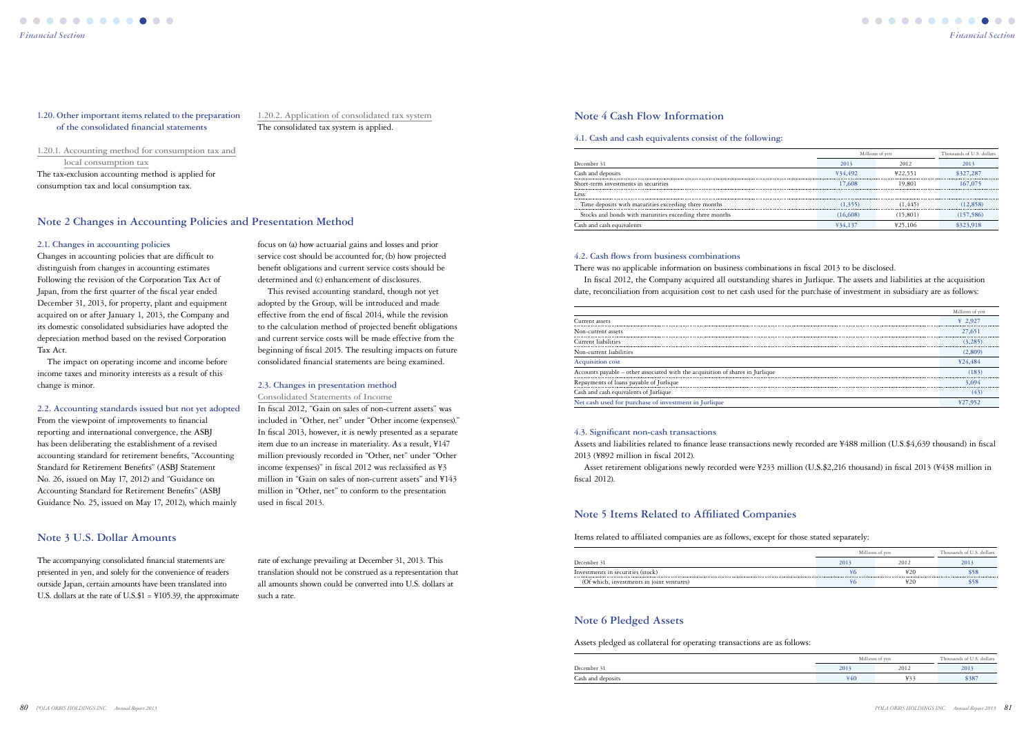### 1.20. Other important items related to the preparation of the consolidated financial statements

#### 1.20.1. Accounting method for consumption tax and local consumption tax

The tax-exclusion accounting method is applied for consumption tax and local consumption tax.

#### 1.20.2. Application of consolidated tax system

The consolidated tax system is applied.

## Note 2 Changes in Accounting Policies and Presentation Method

### 2.1. Changes in accounting policies

Changes in accounting policies that are difficult to distinguish from changes in accounting estimates Following the revision of the Corporation Tax Act of Japan, from the first quarter of the fiscal year ended December 31, 2013, for property, plant and equipment acquired on or after January 1, 2013, the Company and its domestic consolidated subsidiaries have adopted the depreciation method based on the revised Corporation Tax Act.

The impact on operating income and income before income taxes and minority interests as a result of this change is minor.

### 2.2. Accounting standards issued but not yet adopted

From the viewpoint of improvements to financial reporting and international convergence, the ASBJ has been deliberating the establishment of a revised accounting standard for retirement benefits, "Accounting Standard for Retirement Benefits" (ASBJ Statement No. 26, issued on May 17, 2012) and "Guidance on Accounting Standard for Retirement Benefits" (ASBJ Guidance No. 25, issued on May 17, 2012), which mainly focus on (a) how actuarial gains and losses and prior service cost should be accounted for, (b) how projected benefit obligations and current service costs should be determined and (c) enhancement of disclosures.

This revised accounting standard, though not yet adopted by the Group, will be introduced and made effective from the end of fiscal 2014, while the revision to the calculation method of projected benefit obligations and current service costs will be made effective from the beginning of fiscal 2015. The resulting impacts on future consolidated financial statements are being examined.

### 2.3. Changes in presentation method

#### Consolidated Statements of Income

In fiscal 2012, "Gain on sales of non-current assets" was included in "Other, net" under "Other income (expenses)." In fiscal 2013, however, it is newly presented as a separate item due to an increase in materiality. As a result, ¥147 million previously recorded in "Other, net" under "Other income (expenses)" in fiscal 2012 was reclassified as ¥3 million in "Gain on sales of non-current assets" and ¥143 million in "Other, net" to conform to the presentation used in fiscal 2013.

## Note 3 U.S. Dollar Amounts

The accompanying consolidated financial statements are presented in yen, and solely for the convenience of readers outside Japan, certain amounts have been translated into U.S. dollars at the rate of U.S.$1 = ¥105.39, the approximate rate of exchange prevailing at December 31, 2013. This translation should not be construed as a representation that all amounts shown could be converted into U.S. dollars at such a rate.

## Note 4 Cash Flow Information

### 4.1. Cash and cash equivalents consist of the following:

| | Millions of yen | | Thousands of U.S. dollars |
|---|---|---|---|
| December 31 | 2013 | 2012 | 2013 |
| Cash and deposits | ¥34,492 | ¥22,551 | $327,287 |
| Short-term investments in securities | 17,608 | 19,801 | 167,075 |
| Less: | | | |
| Time deposits with maturities exceeding three months | (1,355) | (1,445) | (12,858) |
| Stocks and bonds with maturities exceeding three months | (16,608) | (15,801) | (157,586) |
| Cash and cash equivalents | ¥34,137 | ¥25,106 | $323,918 |

### 4.2. Cash flows from business combinations

There was no applicable information on business combinations in fiscal 2013 to be disclosed.

In fiscal 2012, the Company acquired all outstanding shares in Jurlique. The assets and liabilities at the acquisition date, reconciliation from acquisition cost to net cash used for the purchase of investment in subsidiary are as follows:

| | Millions of yen |
|---|---|
| Current assets | ¥ 2,927 |
| Non-current assets | 27,651 |
| Current liabilities | (3,285) |
| Non-current liabilities | (2,809) |
| Acquisition cost | ¥24,484 |
| Accounts payable – other associated with the acquisition of shares in Jurlique | (183) |
| Repayments of loans payable of Jurlique | 3,694 |
| Cash and cash equivalents of Jurlique | (43) |
| Net cash used for purchase of investment in Jurlique | ¥27,952 |

### 4.3. Significant non-cash transactions

Assets and liabilities related to finance lease transactions newly recorded are ¥488 million (U.S.$4,639 thousand) in fiscal 2013 (¥892 million in fiscal 2012).

Asset retirement obligations newly recorded were ¥233 million (U.S.$2,216 thousand) in fiscal 2013 (¥438 million in fiscal 2012).

## Note 5 Items Related to Affiliated Companies

Items related to affiliated companies are as follows, except for those stated separately:

| | Millions of yen | | Thousands of U.S. dollars |
|---|---|---|---|
| December 31 | 2013 | 2012 | 2013 |
| Investments in securities (stock) | ¥6 | ¥20 | $58 |
| (Of which, investments in joint ventures) | ¥6 | ¥20 | $58 |

## Note 6 Pledged Assets

Assets pledged as collateral for operating transactions are as follows:

| | Millions of yen | | Thousands of U.S. dollars |
|---|---|---|---|
| December 31 | 2013 | 2012 | 2013 |
| Cash and deposits | ¥40 | ¥33 | $387 |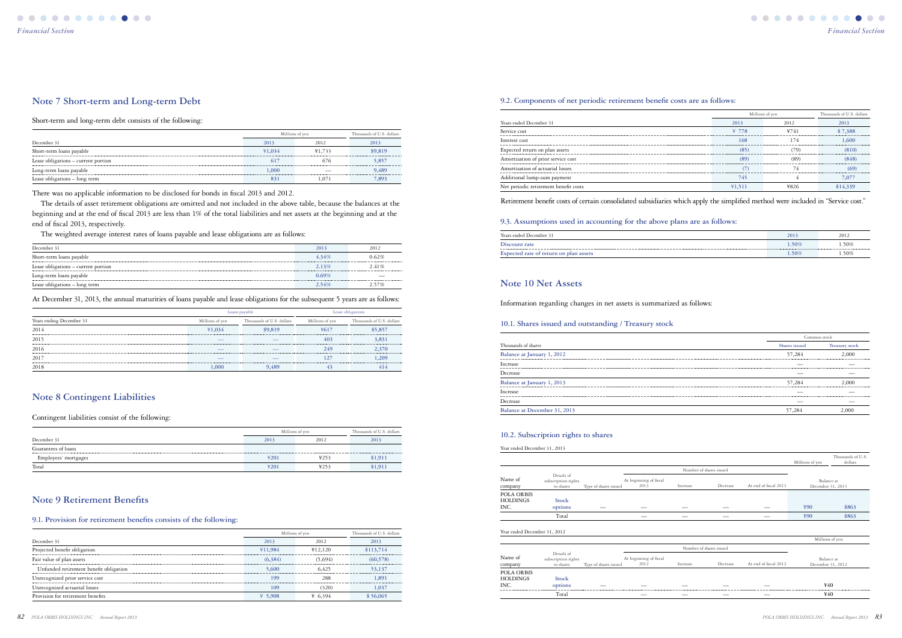## Note 7 Short-term and Long-term Debt

Short-term and long-term debt consists of the following:

| | Millions of yen | | Thousands of U.S. dollars |
|---|---|---|---|
| December 31 | 2013 | 2012 | 2013 |
| Short-term loans payable | ¥1,034 | ¥1,733 | $9,819 |
| Lease obligations – current portion | 617 | 676 | 5,857 |
| Long-term loans payable | 1,000 | — | 9,489 |
| Lease obligations – long term | 831 | 1,071 | 7,893 |

There was no applicable information to be disclosed for bonds in fiscal 2013 and 2012.

The details of asset retirement obligations are omitted and not included in the above table, because the balances at the beginning and at the end of fiscal 2013 are less than 1% of the total liabilities and net assets at the beginning and at the end of fiscal 2013, respectively.

The weighted average interest rates of loans payable and lease obligations are as follows:

| December 31 | 2013 | 2012 |
|---|---|---|
| Short-term loans payable | 4.34% | 0.62% |
| Lease obligations – current portion | 2.13% | 2.41% |
| Long-term loans payable | 0.69% | — |
| Lease obligations – long term | 2.54% | 2.57% |

At December 31, 2013, the annual maturities of loans payable and lease obligations for the subsequent 5 years are as follows:

| | Loans payable | | Lease obligations | |
|---|---|---|---|---|
| Years ending December 31 | Millions of yen | Thousands of U.S. dollars | Millions of yen | Thousands of U.S. dollars |
| 2014 | ¥1,034 | $9,819 | ¥617 | $5,857 |
| 2015 | — | — | 403 | 3,831 |
| 2016 | — | — | 249 | 2,370 |
| 2017 | — | — | 127 | 1,209 |
| 2018 | 1,000 | 9,489 | 43 | 414 |

## Note 8 Contingent Liabilities

Contingent liabilities consist of the following:

| | Millions of yen | | Thousands of U.S. dollars |
|---|---|---|---|
| December 31 | 2013 | 2012 | 2013 |
| Guarantees of loans | | | |
| Employees' mortgages | ¥201 | ¥253 | $1,911 |
| Total | ¥201 | ¥253 | $1,911 |

## Note 9 Retirement Benefits

### 9.1. Provision for retirement benefits consists of the following:

| | Millions of yen | | Thousands of U.S. dollars |
|---|---|---|---|
| December 31 | 2013 | 2012 | 2013 |
| Projected benefit obligation | ¥11,984 | ¥12,120 | $113,714 |
| Fair value of plan assets | (6,384) | (5,694) | (60,578) |
| Unfunded retirement benefit obligation | 5,600 | 6,425 | 53,137 |
| Unrecognized prior service cost | 199 | 288 | 1,891 |
| Unrecognized actuarial losses | 109 | (320) | 1,037 |
| Provision for retirement benefits | ¥ 5,908 | ¥ 6,394 | $ 56,065 |

### 9.2. Components of net periodic retirement benefit costs are as follows:

| | Millions of yen | | Thousands of U.S. dollars |
|---|---|---|---|
| Years ended December 31 | 2013 | 2012 | 2013 |
| Service cost | ¥ 778 | ¥741 | $ 7,388 |
| Interest cost | 168 | 174 | 1,600 |
| Expected return on plan assets | (85) | (79) | (810) |
| Amortization of prior service cost | (89) | (89) | (848) |
| Amortization of actuarial losses | (7) | 74 | (69) |
| Additional lump-sum payment | 745 | 4 | 7,077 |
| Net periodic retirement benefit costs | ¥1,511 | ¥826 | $14,339 |

Retirement benefit costs of certain consolidated subsidiaries which apply the simplified method were included in "Service cost."

### 9.3. Assumptions used in accounting for the above plans are as follows:

| Years ended December 31 | 2013 | 2012 |
|---|---|---|
| Discount rate | 1.50% | 1.50% |
| Expected rate of return on plan assets | 1.50% | 1.50% |

## Note 10 Net Assets

Information regarding changes in net assets is summarized as follows:

### 10.1. Shares issued and outstanding / Treasury stock

| | Common stock | |
|---|---|---|
| Thousands of shares | Shares issued | Treasury stock |
| Balance at January 1, 2012 | 57,284 | 2,000 |
| Increase | — | — |
| Decrease | — | — |
| Balance at January 1, 2013 | 57,284 | 2,000 |
| Increase | — | — |
| Decrease | — | — |
| Balance at December 31, 2013 | 57,284 | 2,000 |

### 10.2. Subscription rights to shares

Year ended December 31, 2013

| | | | Number of shares issued | | | | Millions of yen | Thousands of U.S. dollars |
|---|---|---|---|---|---|---|---|---|
| Name of company | Details of subscription rights to shares | Type of shares issued | At beginning of fiscal 2013 | Increase | Decrease | At end of fiscal 2013 | Balance at December 31, 2013 | |
| POLA ORBIS HOLDINGS INC. | Stock options | — | — | — | — | — | ¥90 | $863 |
| | Total | | — | — | — | — | ¥90 | $863 |

Year ended December 31, 2012

| | | | Number of shares issued | | | | Millions of yen |
|---|---|---|---|---|---|---|---|
| Name of company | Details of subscription rights to shares | Type of shares issued | At beginning of fiscal 2012 | Increase | Decrease | At end of fiscal 2012 | Balance at December 31, 2012 |
| POLA ORBIS HOLDINGS INC. | Stock options | — | — | — | — | — | ¥40 |
| | Total | | — | — | — | — | ¥40 |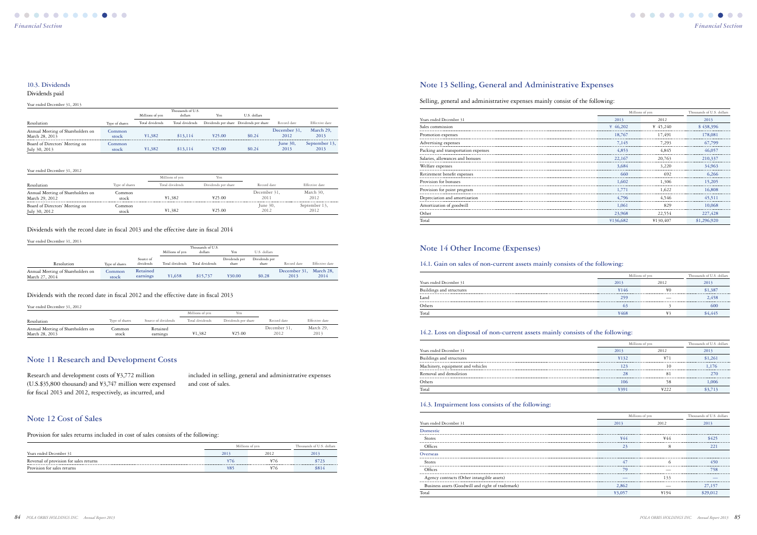### 10.3. Dividends

Dividends paid

Year ended December 31, 2013

| | | Millions of yen | Thousands of U.S. dollars | Yen | U.S. dollars | | |
|---|---|---|---|---|---|---|---|
| Resolution | Type of shares | Total dividends | Total dividends | Dividends per share | Dividends per share | Record date | Effective date |
| Annual Meeting of Shareholders on March 28, 2013 | Common stock | ¥1,382 | $13,114 | ¥25.00 | $0.24 | December 31, 2012 | March 29, 2013 |
| Board of Directors' Meeting on July 30, 2013 | Common stock | ¥1,382 | $13,114 | ¥25.00 | $0.24 | June 30, 2013 | September 13, 2013 |

Year ended December 31, 2012

| | | Millions of yen | Yen | | |
|---|---|---|---|---|---|
| Resolution | Type of shares | Total dividends | Dividends per share | Record date | Effective date |
| Annual Meeting of Shareholders on March 29, 2012 | Common stock | ¥1,382 | ¥25.00 | December 31, 2011 | March 30, 2012 |
| Board of Directors' Meeting on July 30, 2012 | Common stock | ¥1,382 | ¥25.00 | June 30, 2012 | September 13, 2012 |

Dividends with the record date in fiscal 2013 and the effective date in fiscal 2014

Year ended December 31, 2013

| | | | Millions of yen | Thousands of U.S. dollars | Yen | U.S. dollars | | |
|---|---|---|---|---|---|---|---|---|
| Resolution | Type of shares | Source of dividends | Total dividends | Total dividends | Dividends per share | Dividends per share | Record date | Effective date |
| Annual Meeting of Shareholders on March 27, 2014 | Common stock | Retained earnings | ¥1,658 | $15,737 | ¥30.00 | $0.28 | December 31, 2013 | March 28, 2014 |

Dividends with the record date in fiscal 2012 and the effective date in fiscal 2013

Year ended December 31, 2012

| | | | Millions of yen | Yen | | |
|---|---|---|---|---|---|---|
| Resolution | Type of shares | Source of dividends | Total dividends | Dividends per share | Record date | Effective date |
| Annual Meeting of Shareholders on March 28, 2013 | Common stock | Retained earnings | ¥1,382 | ¥25.00 | December 31, 2012 | March 29, 2013 |

## Note 11 Research and Development Costs

Research and development costs of ¥3,772 million (U.S.$35,800 thousand) and ¥3,747 million were expensed for fiscal 2013 and 2012, respectively, as incurred, and included in selling, general and administrative expenses and cost of sales.

## Note 12 Cost of Sales

Provision for sales returns included in cost of sales consists of the following:

| | Millions of yen | | Thousands of U.S. dollars |
|---|---|---|---|
| Years ended December 31 | 2013 | 2012 | 2013 |
| Reversal of provision for sales returns | ¥76 | ¥76 | $723 |
| Provision for sales returns | ¥85 | ¥76 | $814 |

## Note 13 Selling, General and Administrative Expenses

Selling, general and administrative expenses mainly consist of the following:

| | Millions of yen | | Thousands of U.S. dollars |
|---|---|---|---|
| Years ended December 31 | 2013 | 2012 | 2013 |
| Sales commission | ¥ 46,202 | ¥ 45,240 | $ 438,396 |
| Promotion expenses | 18,767 | 17,491 | 178,081 |
| Advertising expenses | 7,145 | 7,293 | 67,799 |
| Packing and transportation expenses | 4,853 | 4,845 | 46,057 |
| Salaries, allowances and bonuses | 22,167 | 20,763 | 210,337 |
| Welfare expenses | 3,684 | 3,220 | 34,963 |
| Retirement benefit expenses | 660 | 692 | 6,266 |
| Provision for bonuses | 1,602 | 1,306 | 15,205 |
| Provision for point program | 1,771 | 1,622 | 16,808 |
| Depreciation and amortization | 4,796 | 4,546 | 45,511 |
| Amortization of goodwill | 1,061 | 829 | 10,068 |
| Other | 23,968 | 22,554 | 227,428 |
| Total | ¥136,682 | ¥130,407 | $1,296,920 |

## Note 14 Other Income (Expenses)

### 14.1. Gain on sales of non-current assets mainly consists of the following:

| | Millions of yen | | Thousands of U.S. dollars |
|---|---|---|---|
| Years ended December 31 | 2013 | 2012 | 2013 |
| Buildings and structures | ¥146 | ¥0 | $1,387 |
| Land | 259 | — | 2,458 |
| Others | 63 | 3 | 600 |
| Total | ¥468 | ¥3 | $4,445 |

### 14.2. Loss on disposal of non-current assets mainly consists of the following:

| | Millions of yen | | Thousands of U.S. dollars |
|---|---|---|---|
| Years ended December 31 | 2013 | 2012 | 2013 |
| Buildings and structures | ¥132 | ¥71 | $1,261 |
| Machinery, equipment and vehicles | 123 | 10 | 1,176 |
| Removal and demolition | 28 | 81 | 270 |
| Others | 106 | 58 | 1,006 |
| Total | ¥391 | ¥222 | $3,713 |

### 14.3. Impairment loss consists of the following:

| | Millions of yen | | Thousands of U.S. dollars |
|---|---|---|---|
| Years ended December 31 | 2013 | 2012 | 2013 |
| **Domestic** | | | |
| Stores | ¥44 | ¥44 | $425 |
| Offices | 23 | 8 | 221 |
| **Overseas** | | | |
| Stores | 47 | 6 | 450 |
| Offices | 79 | — | 758 |
| Agency contracts (Other intangible assets) | — | 133 | — |
| Business assets (Goodwill and right of trademark) | 2,862 | — | 27,157 |
| Total | ¥3,057 | ¥194 | $29,012 |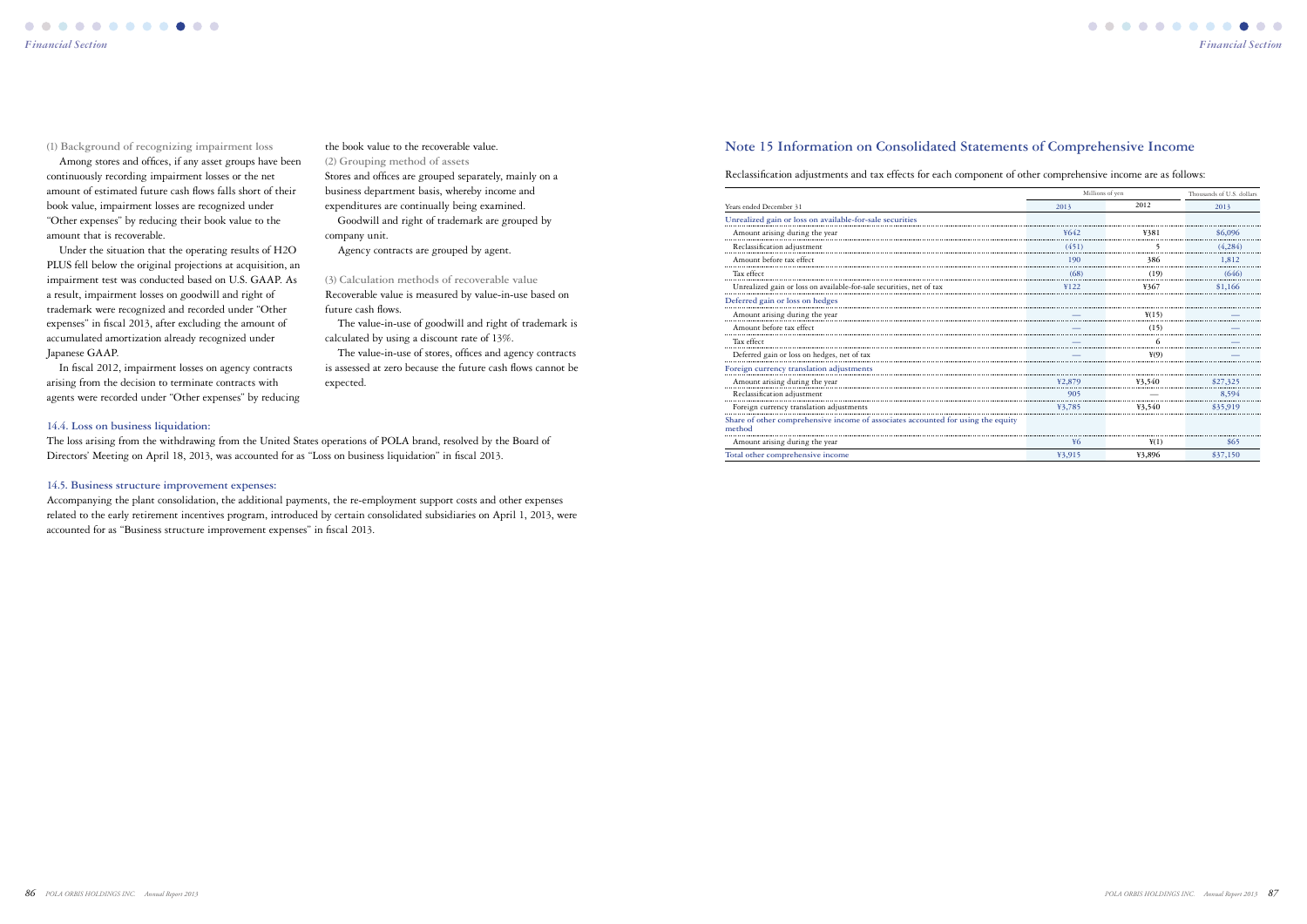(1) Background of recognizing impairment loss

Among stores and offices, if any asset groups have been continuously recording impairment losses or the net amount of estimated future cash flows falls short of their book value, impairment losses are recognized under "Other expenses" by reducing their book value to the amount that is recoverable.

Under the situation that the operating results of H2O PLUS fell below the original projections at acquisition, an impairment test was conducted based on U.S. GAAP. As a result, impairment losses on goodwill and right of trademark were recognized and recorded under "Other expenses" in fiscal 2013, after excluding the amount of accumulated amortization already recognized under Japanese GAAP.

In fiscal 2012, impairment losses on agency contracts arising from the decision to terminate contracts with agents were recorded under "Other expenses" by reducing the book value to the recoverable value.

(2) Grouping method of assets

Stores and offices are grouped separately, mainly on a business department basis, whereby income and expenditures are continually being examined.

Goodwill and right of trademark are grouped by company unit.

Agency contracts are grouped by agent.

(3) Calculation methods of recoverable value

Recoverable value is measured by value-in-use based on future cash flows.

The value-in-use of goodwill and right of trademark is calculated by using a discount rate of 13%.

The value-in-use of stores, offices and agency contracts is assessed at zero because the future cash flows cannot be expected.

### 14.4. Loss on business liquidation:

The loss arising from the withdrawing from the United States operations of POLA brand, resolved by the Board of Directors' Meeting on April 18, 2013, was accounted for as "Loss on business liquidation" in fiscal 2013.

### 14.5. Business structure improvement expenses:

Accompanying the plant consolidation, the additional payments, the re-employment support costs and other expenses related to the early retirement incentives program, introduced by certain consolidated subsidiaries on April 1, 2013, were accounted for as "Business structure improvement expenses" in fiscal 2013.

## Note 15 Information on Consolidated Statements of Comprehensive Income

Reclassification adjustments and tax effects for each component of other comprehensive income are as follows:

| | Millions of yen | | Thousands of U.S. dollars |
|---|---|---|---|
| Years ended December 31 | 2013 | 2012 | 2013 |
| **Unrealized gain or loss on available-for-sale securities** | | | |
| Amount arising during the year | ¥642 | ¥381 | $6,096 |
| Reclassification adjustment | (451) | 5 | (4,284) |
| Amount before tax effect | 190 | 386 | 1,812 |
| Tax effect | (68) | (19) | (646) |
| Unrealized gain or loss on available-for-sale securities, net of tax | ¥122 | ¥367 | $1,166 |
| **Deferred gain or loss on hedges** | | | |
| Amount arising during the year | — | ¥(15) | — |
| Amount before tax effect | — | (15) | — |
| Tax effect | — | 6 | — |
| Deferred gain or loss on hedges, net of tax | — | ¥(9) | — |
| **Foreign currency translation adjustments** | | | |
| Amount arising during the year | ¥2,879 | ¥3,540 | $27,325 |
| Reclassification adjustment | 905 | — | 8,594 |
| Foreign currency translation adjustments | ¥3,785 | ¥3,540 | $35,919 |
| **Share of other comprehensive income of associates accounted for using the equity method** | | | |
| Amount arising during the year | ¥6 | ¥(1) | $65 |
| **Total other comprehensive income** | ¥3,915 | ¥3,896 | $37,150 |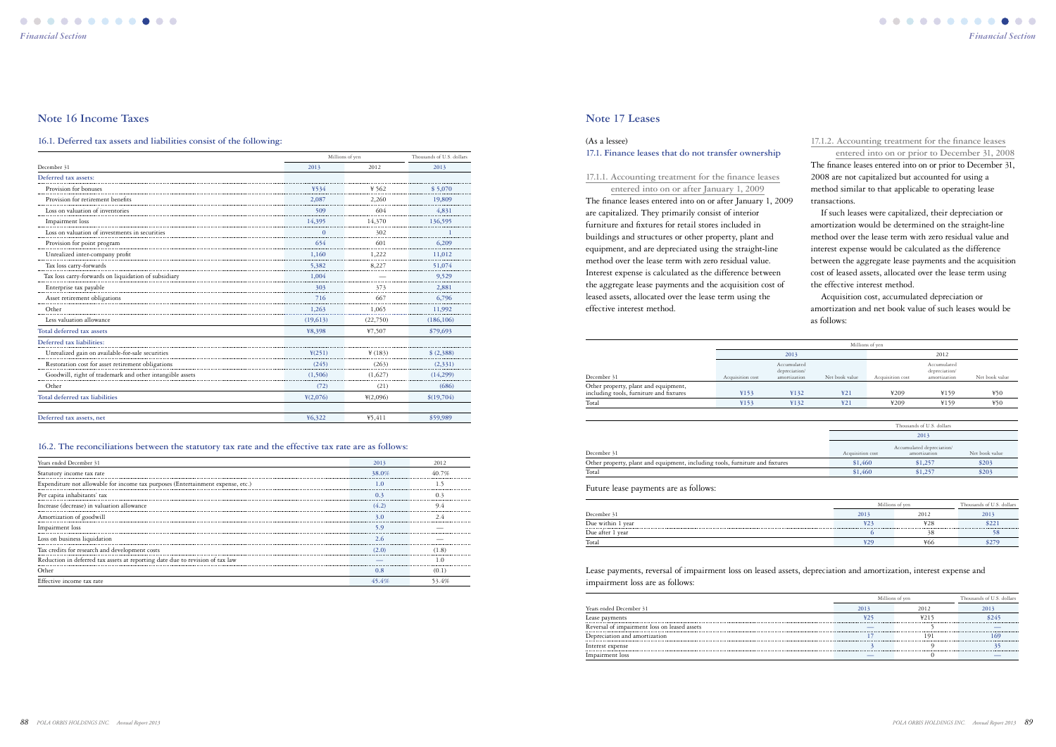## Note 16 Income Taxes

### 16.1. Deferred tax assets and liabilities consist of the following:

| | Millions of yen | | Thousands of U.S. dollars |
|---|---|---|---|
| December 31 | 2013 | 2012 | 2013 |
| Deferred tax assets: | | | |
| Provision for bonuses | ¥534 | ¥ 562 | $ 5,070 |
| Provision for retirement benefits | 2,087 | 2,260 | 19,809 |
| Loss on valuation of inventories | 509 | 604 | 4,831 |
| Impairment loss | 14,395 | 14,370 | 136,595 |
| Loss on valuation of investments in securities | 0 | 302 | 1 |
| Provision for point program | 654 | 601 | 6,209 |
| Unrealized inter-company profit | 1,160 | 1,222 | 11,012 |
| Tax loss carry-forwards | 5,382 | 8,227 | 51,074 |
| Tax loss carry-forwards on liquidation of subsidiary | 1,004 | — | 9,529 |
| Enterprise tax payable | 303 | 373 | 2,881 |
| Asset retirement obligations | 716 | 667 | 6,796 |
| Other | 1,263 | 1,065 | 11,992 |
| Less valuation allowance | (19,613) | (22,750) | (186,106) |
| Total deferred tax assets | ¥8,398 | ¥7,507 | $79,693 |
| Deferred tax liabilities: | | | |
| Unrealized gain on available-for-sale securities | ¥(251) | ¥ (183) | $ (2,388) |
| Restoration cost for asset retirement obligations | (245) | (263) | (2,331) |
| Goodwill, right of trademark and other intangible assets | (1,506) | (1,627) | (14,299) |
| Other | (72) | (21) | (686) |
| Total deferred tax liabilities | ¥(2,076) | ¥(2,096) | $(19,704) |
| Deferred tax assets, net | ¥6,322 | ¥5,411 | $59,989 |

### 16.2. The reconciliations between the statutory tax rate and the effective tax rate are as follows:

| Years ended December 31 | 2013 | 2012 |
|---|---|---|
| Statutory income tax rate | 38.0% | 40.7% |
| Expenditure not allowable for income tax purposes (Entertainment expense, etc.) | 1.0 | 1.5 |
| Per capita inhabitants' tax | 0.3 | 0.3 |
| Increase (decrease) in valuation allowance | (4.2) | 9.4 |
| Amortization of goodwill | 3.0 | 2.4 |
| Impairment loss | 5.9 | — |
| Loss on business liquidation | 2.6 | — |
| Tax credits for research and development costs | (2.0) | (1.8) |
| Reduction in deferred tax assets at reporting date due to revision of tax law | — | 1.0 |
| Other | 0.8 | (0.1) |
| Effective income tax rate | 45.4% | 53.4% |

## Note 17 Leases

(As a lessee)

### 17.1. Finance leases that do not transfer ownership

#### 17.1.1. Accounting treatment for the finance leases entered into on or after January 1, 2009

The finance leases entered into on or after January 1, 2009 are capitalized. They primarily consist of interior furniture and fixtures for retail stores included in buildings and structures or other property, plant and equipment, and are depreciated using the straight-line method over the lease term with zero residual value. Interest expense is calculated as the difference between the aggregate lease payments and the acquisition cost of leased assets, allocated over the lease term using the effective interest method.

#### 17.1.2. Accounting treatment for the finance leases entered into on or prior to December 31, 2008

The finance leases entered into on or prior to December 31, 2008 are not capitalized but accounted for using a method similar to that applicable to operating lease transactions.

If such leases were capitalized, their depreciation or amortization would be determined on the straight-line method over the lease term with zero residual value and interest expense would be calculated as the difference between the aggregate lease payments and the acquisition cost of leased assets, allocated over the lease term using the effective interest method.

Acquisition cost, accumulated depreciation or amortization and net book value of such leases would be as follows:

| | Millions of yen | | | | | |
|---|---|---|---|---|---|---|
| | 2013 | | | 2012 | | |
| December 31 | Acquisition cost | Accumulated depreciation/ amortization | Net book value | Acquisition cost | Accumulated depreciation/ amortization | Net book value |
| Other property, plant and equipment, including tools, furniture and fixtures | ¥153 | ¥132 | ¥21 | ¥209 | ¥159 | ¥50 |
| Total | ¥153 | ¥132 | ¥21 | ¥209 | ¥159 | ¥50 |

| | Thousands of U.S. dollars | | |
|---|---|---|---|
| | 2013 | | |
| December 31 | Acquisition cost | Accumulated depreciation/ amortization | Net book value |
| Other property, plant and equipment, including tools, furniture and fixtures | $1,460 | $1,257 | $203 |
| Total | $1,460 | $1,257 | $203 |

Future lease payments are as follows:

| | Millions of yen | | Thousands of U.S. dollars |
|---|---|---|---|
| December 31 | 2013 | 2012 | 2013 |
| Due within 1 year | ¥23 | ¥28 | $221 |
| Due after 1 year | 6 | 38 | 58 |
| Total | ¥29 | ¥66 | $279 |

Lease payments, reversal of impairment loss on leased assets, depreciation and amortization, interest expense and impairment loss are as follows:

| | Millions of yen | | Thousands of U.S. dollars |
|---|---|---|---|
| Years ended December 31 | 2013 | 2012 | 2013 |
| Lease payments | ¥25 | ¥215 | $245 |
| Reversal of impairment loss on leased assets | — | 5 | — |
| Depreciation and amortization | 17 | 191 | 169 |
| Interest expense | 3 | 9 | 35 |
| Impairment loss | — | 0 | — |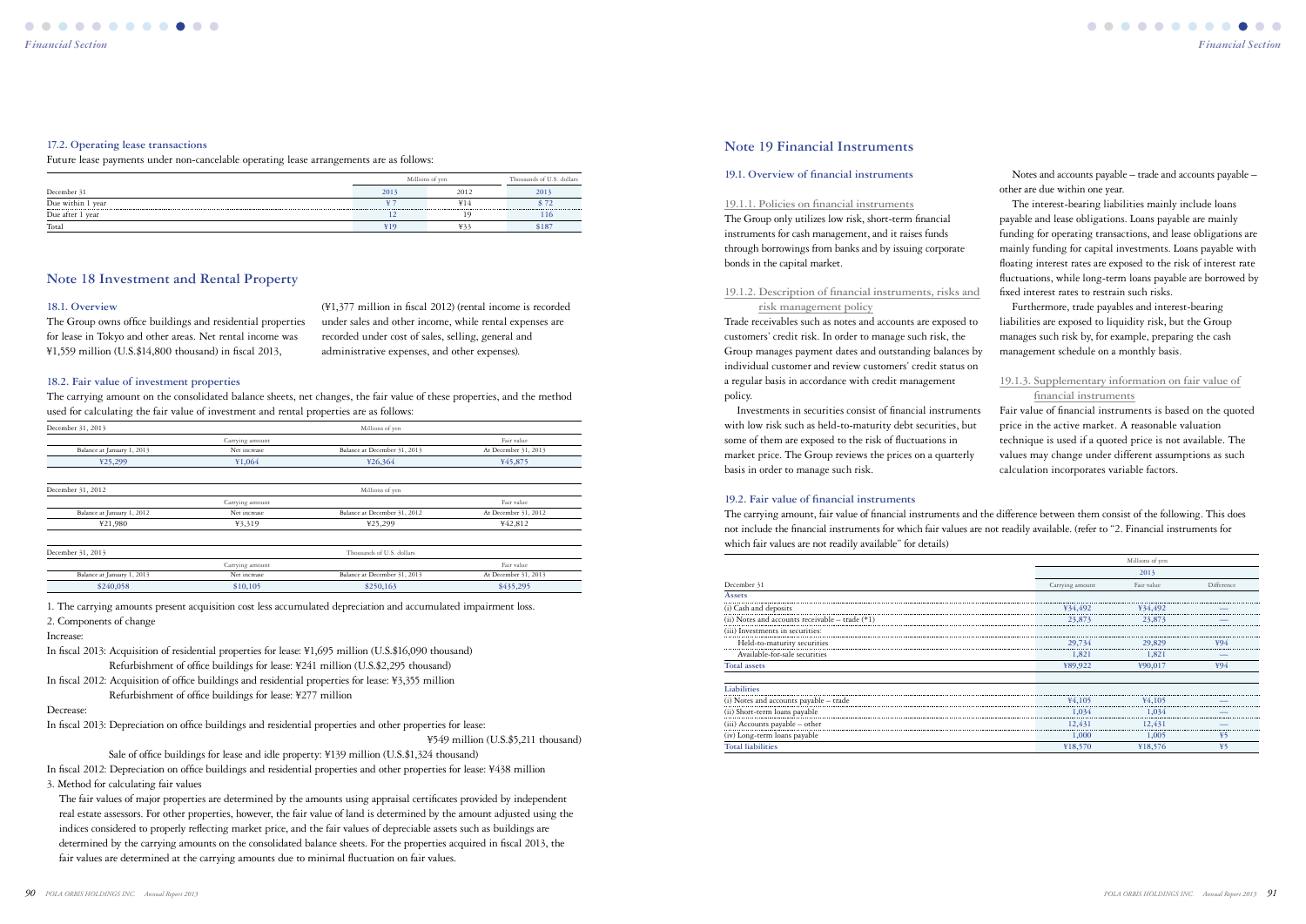### 17.2. Operating lease transactions

Future lease payments under non-cancelable operating lease arrangements are as follows:

| | Millions of yen | | Thousands of U.S. dollars |
|---|---|---|---|
| December 31 | 2013 | 2012 | 2013 |
| Due within 1 year | ¥7 | ¥14 | $72 |
| Due after 1 year | 12 | 19 | 116 |
| Total | ¥19 | ¥33 | $187 |

## Note 18 Investment and Rental Property

### 18.1. Overview

The Group owns office buildings and residential properties for lease in Tokyo and other areas. Net rental income was ¥1,559 million (U.S.$14,800 thousand) in fiscal 2013, (¥1,377 million in fiscal 2012) (rental income is recorded under sales and other income, while rental expenses are recorded under cost of sales, selling, general and administrative expenses, and other expenses).

### 18.2. Fair value of investment properties

The carrying amount on the consolidated balance sheets, net changes, the fair value of these properties, and the method used for calculating the fair value of investment and rental properties are as follows:

| December 31, 2013 | Millions of yen | | |
|---|---|---|---|
| | Carrying amount | | Fair value |
| Balance at January 1, 2013 | Net increase | Balance at December 31, 2013 | At December 31, 2013 |
| ¥25,299 | ¥1,064 | ¥26,364 | ¥45,875 |

| December 31, 2012 | Millions of yen | | |
|---|---|---|---|
| | Carrying amount | | Fair value |
| Balance at January 1, 2012 | Net increase | Balance at December 31, 2012 | At December 31, 2012 |
| ¥21,980 | ¥3,319 | ¥25,299 | ¥42,812 |

| December 31, 2013 | Thousands of U.S. dollars | | |
|---|---|---|---|
| | Carrying amount | | Fair value |
| Balance at January 1, 2013 | Net increase | Balance at December 31, 2013 | At December 31, 2013 |
| $240,058 | $10,105 | $250,163 | $435,295 |

1. The carrying amounts present acquisition cost less accumulated depreciation and accumulated impairment loss.
2. Components of change

Increase:

In fiscal 2013: Acquisition of residential properties for lease: ¥1,695 million (U.S.$16,090 thousand)
Refurbishment of office buildings for lease: ¥241 million (U.S.$2,295 thousand)

In fiscal 2012: Acquisition of office buildings and residential properties for lease: ¥3,355 million
Refurbishment of office buildings for lease: ¥277 million

Decrease:

In fiscal 2013: Depreciation on office buildings and residential properties and other properties for lease:
¥549 million (U.S.$5,211 thousand)
Sale of office buildings for lease and idle property: ¥139 million (U.S.$1,324 thousand)

In fiscal 2012: Depreciation on office buildings and residential properties and other properties for lease: ¥438 million

3. Method for calculating fair values

The fair values of major properties are determined by the amounts using appraisal certificates provided by independent real estate assessors. For other properties, however, the fair value of land is determined by the amount adjusted using the indices considered to properly reflecting market price, and the fair values of depreciable assets such as buildings are determined by the carrying amounts on the consolidated balance sheets. For the properties acquired in fiscal 2013, the fair values are determined at the carrying amounts due to minimal fluctuation on fair values.

## Note 19 Financial Instruments

### 19.1. Overview of financial instruments

#### 19.1.1. Policies on financial instruments

The Group only utilizes low risk, short-term financial instruments for cash management, and it raises funds through borrowings from banks and by issuing corporate bonds in the capital market.

#### 19.1.2. Description of financial instruments, risks and risk management policy

Trade receivables such as notes and accounts are exposed to customers' credit risk. In order to manage such risk, the Group manages payment dates and outstanding balances by individual customer and review customers' credit status on a regular basis in accordance with credit management policy.

Investments in securities consist of financial instruments with low risk such as held-to-maturity debt securities, but some of them are exposed to the risk of fluctuations in market price. The Group reviews the prices on a quarterly basis in order to manage such risk.

Notes and accounts payable – trade and accounts payable – other are due within one year.

The interest-bearing liabilities mainly include loans payable and lease obligations. Loans payable are mainly funding for operating transactions, and lease obligations are mainly funding for capital investments. Loans payable with floating interest rates are exposed to the risk of interest rate fluctuations, while long-term loans payable are borrowed by fixed interest rates to restrain such risks.

Furthermore, trade payables and interest-bearing liabilities are exposed to liquidity risk, but the Group manages such risk by, for example, preparing the cash management schedule on a monthly basis.

#### 19.1.3. Supplementary information on fair value of financial instruments

Fair value of financial instruments is based on the quoted price in the active market. A reasonable valuation technique is used if a quoted price is not available. The values may change under different assumptions as such calculation incorporates variable factors.

### 19.2. Fair value of financial instruments

The carrying amount, fair value of financial instruments and the difference between them consist of the following. This does not include the financial instruments for which fair values are not readily available. (refer to "2. Financial instruments for which fair values are not readily available" for details)

| | Millions of yen | | |
|---|---|---|---|
| | 2013 | | |
| December 31 | Carrying amount | Fair value | Difference |
| **Assets** | | | |
| (i) Cash and deposits | ¥34,492 | ¥34,492 | — |
| (ii) Notes and accounts receivable – trade (*1) | 23,873 | 23,873 | — |
| (iii) Investments in securities: | | | |
| Held-to-maturity securities | 29,734 | 29,829 | ¥94 |
| Available-for-sale securities | 1,821 | 1,821 | — |
| Total assets | ¥89,922 | ¥90,017 | ¥94 |
| **Liabilities** | | | |
| (i) Notes and accounts payable – trade | ¥4,105 | ¥4,105 | — |
| (ii) Short-term loans payable | 1,034 | 1,034 | — |
| (iii) Accounts payable – other | 12,431 | 12,431 | — |
| (iv) Long-term loans payable | 1,000 | 1,005 | ¥5 |
| Total liabilities | ¥18,570 | ¥18,576 | ¥5 |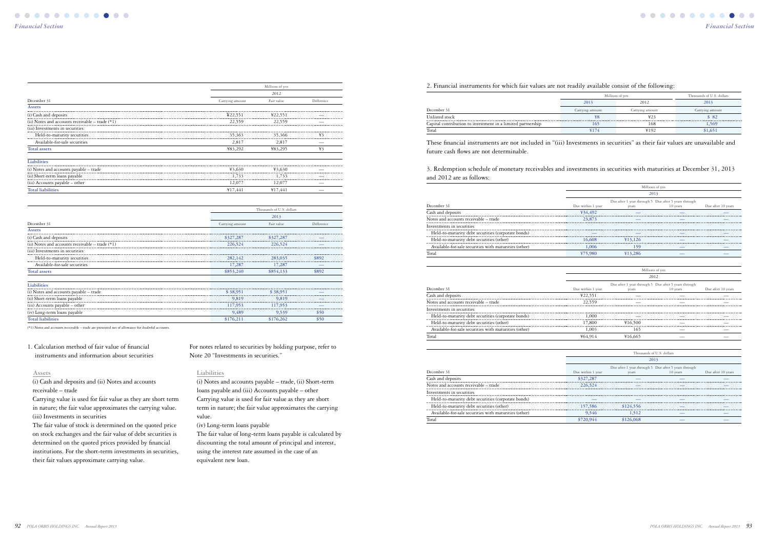| | Millions of yen | | |
|---|---|---|---|
| | 2012 | | |
| December 31 | Carrying amount | Fair value | Difference |
| **Assets** | | | |
| (i) Cash and deposits | ¥22,551 | ¥22,551 | — |
| (ii) Notes and accounts receivable – trade (*1) | 22,559 | 22,559 | — |
| (iii) Investments in securities: | | | |
| Held-to-maturity securities | 35,363 | 35,366 | ¥3 |
| Available-for-sale securities | 2,817 | 2,817 | — |
| **Total assets** | ¥83,292 | ¥83,295 | ¥3 |
| **Liabilities** | | | |
| (i) Notes and accounts payable – trade | ¥3,630 | ¥3,630 | — |
| (ii) Short-term loans payable | 1,733 | 1,733 | — |
| (iii) Accounts payable – other | 12,077 | 12,077 | — |
| **Total liabilities** | ¥17,441 | ¥17,441 | — |

| | Thousands of U.S. dollars | | |
|---|---|---|---|
| | 2013 | | |
| December 31 | Carrying amount | Fair value | Difference |
| **Assets** | | | |
| (i) Cash and deposits | $327,287 | $327,287 | — |
| (ii) Notes and accounts receivable – trade (*1) | 226,524 | 226,524 | — |
| (iii) Investments in securities: | | | |
| Held-to-maturity securities | 282,142 | 283,035 | $892 |
| Available-for-sale securities | 17,287 | 17,287 | — |
| **Total assets** | $853,240 | $854,133 | $892 |
| **Liabilities** | | | |
| (i) Notes and accounts payable – trade | $ 38,951 | $ 38,951 | — |
| (ii) Short-term loans payable | 9,819 | 9,819 | — |
| (iii) Accounts payable – other | 117,953 | 117,953 | — |
| (iv) Long-term loans payable | 9,489 | 9,539 | $50 |
| **Total liabilities** | $176,211 | $176,262 | $50 |

(*1) Notes and accounts receivable – trade are presented net of allowance for doubtful accounts.

1. Calculation method of fair value of financial instruments and information about securities

**Assets**

(i) Cash and deposits and (ii) Notes and accounts receivable – trade

Carrying value is used for fair value as they are short term in nature; the fair value approximates the carrying value.

(iii) Investments in securities

The fair value of stock is determined on the quoted price on stock exchanges and the fair value of debt securities is determined on the quoted prices provided by financial institutions. For the short-term investments in securities, their fair values approximate carrying value.

For notes related to securities by holding purpose, refer to Note 20 "Investments in securities."

**Liabilities**

(i) Notes and accounts payable – trade, (ii) Short-term loans payable and (iii) Accounts payable – other

Carrying value is used for fair value as they are short term in nature; the fair value approximates the carrying value.

(iv) Long-term loans payable

The fair value of long-term loans payable is calculated by discounting the total amount of principal and interest, using the interest rate assumed in the case of an equivalent new loan.

2. Financial instruments for which fair values are not readily available consist of the following:

| | Millions of yen | | Thousands of U.S. dollars |
|---|---|---|---|
| | 2013 | 2012 | 2013 |
| December 31 | Carrying amount | Carrying amount | Carrying amount |
| Unlisted stock | ¥8 | ¥23 | $ 82 |
| Capital contribution to investment in a limited partnership | 165 | 168 | 1,569 |
| Total | ¥174 | ¥192 | $1,651 |

These financial instruments are not included in "(iii) Investments in securities" as their fair values are unavailable and future cash flows are not determinable.

3. Redemption schedule of monetary receivables and investments in securities with maturities at December 31, 2013 and 2012 are as follows:

| | Millions of yen | | | |
|---|---|---|---|---|
| | 2013 | | | |
| December 31 | Due within 1 year | Due after 1 year through 5 years | Due after 5 years through 10 years | Due after 10 years |
| Cash and deposits | ¥34,492 | — | — | — |
| Notes and accounts receivable – trade | 23,873 | — | — | — |
| Investments in securities | | | | |
| Held-to-maturity debt securities (corporate bonds) | — | — | — | — |
| Held-to-maturity debt securities (other) | 16,608 | ¥13,126 | — | — |
| Available-for-sale securities with maturities (other) | 1,006 | 159 | — | — |
| Total | ¥75,980 | ¥13,286 | — | — |

| | Millions of yen | | | |
|---|---|---|---|---|
| | 2012 | | | |
| December 31 | Due within 1 year | Due after 1 year through 5 years | Due after 5 years through 10 years | Due after 10 years |
| Cash and deposits | ¥22,551 | — | — | — |
| Notes and accounts receivable – trade | 22,559 | — | — | — |
| Investments in securities | | | | |
| Held-to-maturity debt securities (corporate bonds) | 1,000 | — | — | — |
| Held-to-maturity debt securities (other) | 17,800 | ¥16,500 | — | — |
| Available-for-sale securities with maturities (other) | 1,003 | 165 | — | — |
| Total | ¥64,914 | ¥16,665 | — | — |

| | Thousands of U.S. dollars | | | |
|---|---|---|---|---|
| | 2013 | | | |
| December 31 | Due within 1 year | Due after 1 year through 5 years | Due after 5 years through 10 years | Due after 10 years |
| Cash and deposits | $327,287 | — | — | — |
| Notes and accounts receivable – trade | 226,524 | — | — | — |
| Investments in securities | | | | |
| Held-to-maturity debt securities (corporate bonds) | — | — | — | — |
| Held-to-maturity debt securities (other) | 157,586 | $124,556 | — | — |
| Available-for-sale securities with maturities (other) | 9,546 | 1,512 | — | — |
| Total | $720,944 | $126,068 | — | — |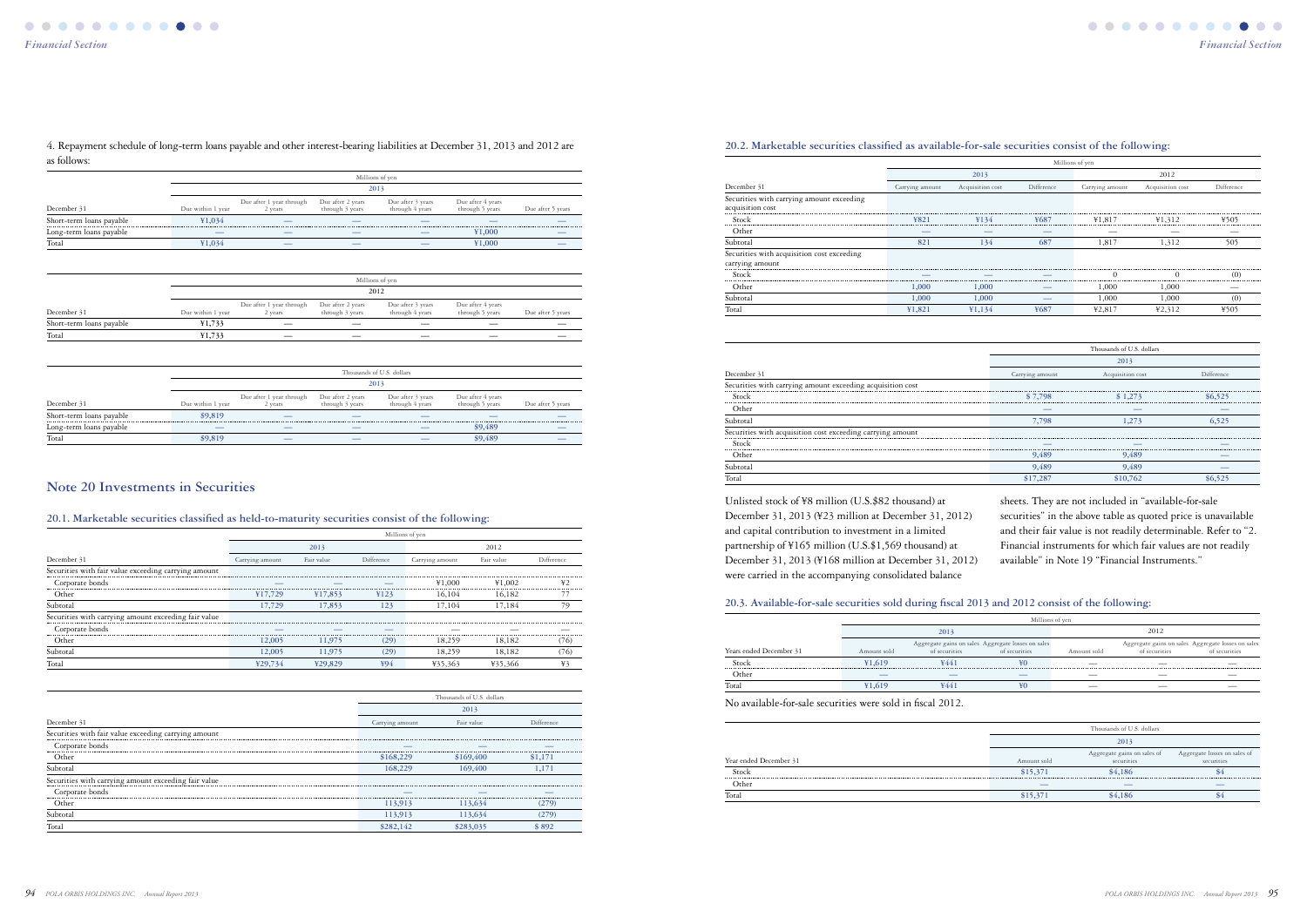4. Repayment schedule of long-term loans payable and other interest-bearing liabilities at December 31, 2013 and 2012 are as follows:

| | Millions of yen | | | | | |
|---|---|---|---|---|---|---|
| | 2013 | | | | | |
| December 31 | Due within 1 year | Due after 1 year through 2 years | Due after 2 years through 3 years | Due after 3 years through 4 years | Due after 4 years through 5 years | Due after 5 years |
| Short-term loans payable | ¥1,034 | — | — | — | — | — |
| Long-term loans payable | — | — | — | — | ¥1,000 | — |
| Total | ¥1,034 | — | — | — | ¥1,000 | — |

| | Millions of yen | | | | | |
|---|---|---|---|---|---|---|
| | 2012 | | | | | |
| December 31 | Due within 1 year | Due after 1 year through 2 years | Due after 2 years through 3 years | Due after 3 years through 4 years | Due after 4 years through 5 years | Due after 5 years |
| Short-term loans payable | ¥1,733 | — | — | — | — | — |
| Total | ¥1,733 | — | — | — | — | — |

| | Thousands of U.S. dollars | | | | | |
|---|---|---|---|---|---|---|
| | 2013 | | | | | |
| December 31 | Due within 1 year | Due after 1 year through 2 years | Due after 2 years through 3 years | Due after 3 years through 4 years | Due after 4 years through 5 years | Due after 5 years |
| Short-term loans payable | $9,819 | — | — | — | — | — |
| Long-term loans payable | — | — | — | — | $9,489 | — |
| Total | $9,819 | — | — | — | $9,489 | — |

## Note 20 Investments in Securities

### 20.1. Marketable securities classified as held-to-maturity securities consist of the following:

| | Millions of yen | | | | | |
|---|---|---|---|---|---|---|
| | 2013 | | | 2012 | | |
| December 31 | Carrying amount | Fair value | Difference | Carrying amount | Fair value | Difference |
| Securities with fair value exceeding carrying amount | | | | | | |
| Corporate bonds | — | — | — | ¥1,000 | ¥1,002 | ¥2 |
| Other | ¥17,729 | ¥17,853 | ¥123 | 16,104 | 16,182 | 77 |
| Subtotal | 17,729 | 17,853 | 123 | 17,104 | 17,184 | 79 |
| Securities with carrying amount exceeding fair value | | | | | | |
| Corporate bonds | — | — | — | — | — | — |
| Other | 12,005 | 11,975 | (29) | 18,259 | 18,182 | (76) |
| Subtotal | 12,005 | 11,975 | (29) | 18,259 | 18,182 | (76) |
| Total | ¥29,734 | ¥29,829 | ¥94 | ¥35,363 | ¥35,366 | ¥3 |

| | Thousands of U.S. dollars | | |
|---|---|---|---|
| | 2013 | | |
| December 31 | Carrying amount | Fair value | Difference |
| Securities with fair value exceeding carrying amount | | | |
| Corporate bonds | — | — | — |
| Other | $168,229 | $169,400 | $1,171 |
| Subtotal | 168,229 | 169,400 | 1,171 |
| Securities with carrying amount exceeding fair value | | | |
| Corporate bonds | — | — | — |
| Other | 113,913 | 113,634 | (279) |
| Subtotal | 113,913 | 113,634 | (279) |
| Total | $282,142 | $283,035 | $892 |

### 20.2. Marketable securities classified as available-for-sale securities consist of the following:

| | Millions of yen | | | | | |
|---|---|---|---|---|---|---|
| | 2013 | | | 2012 | | |
| December 31 | Carrying amount | Acquisition cost | Difference | Carrying amount | Acquisition cost | Difference |
| Securities with carrying amount exceeding acquisition cost | | | | | | |
| Stock | ¥821 | ¥134 | ¥687 | ¥1,817 | ¥1,312 | ¥505 |
| Other | — | — | — | — | — | — |
| Subtotal | 821 | 134 | 687 | 1,817 | 1,312 | 505 |
| Securities with acquisition cost exceeding carrying amount | | | | | | |
| Stock | — | — | — | 0 | 0 | (0) |
| Other | 1,000 | 1,000 | — | 1,000 | 1,000 | — |
| Subtotal | 1,000 | 1,000 | — | 1,000 | 1,000 | (0) |
| Total | ¥1,821 | ¥1,134 | ¥687 | ¥2,817 | ¥2,312 | ¥505 |

| | Thousands of U.S. dollars | | |
|---|---|---|---|
| | 2013 | | |
| December 31 | Carrying amount | Acquisition cost | Difference |
| Securities with carrying amount exceeding acquisition cost | | | |
| Stock | $7,798 | $1,273 | $6,525 |
| Other | — | — | — |
| Subtotal | 7,798 | 1,273 | 6,525 |
| Securities with acquisition cost exceeding carrying amount | | | |
| Stock | — | — | — |
| Other | 9,489 | 9,489 | — |
| Subtotal | 9,489 | 9,489 | — |
| Total | $17,287 | $10,762 | $6,525 |

Unlisted stock of ¥8 million (U.S.$82 thousand) at December 31, 2013 (¥23 million at December 31, 2012) and capital contribution to investment in a limited partnership of ¥165 million (U.S.$1,569 thousand) at December 31, 2013 (¥168 million at December 31, 2012) were carried in the accompanying consolidated balance sheets. They are not included in "available-for-sale securities" in the above table as quoted price is unavailable and their fair value is not readily determinable. Refer to "2. Financial instruments for which fair values are not readily available" in Note 19 "Financial Instruments."

### 20.3. Available-for-sale securities sold during fiscal 2013 and 2012 consist of the following:

| | Millions of yen | | | | | |
|---|---|---|---|---|---|---|
| | 2013 | | | 2012 | | |
| Years ended December 31 | Amount sold | Aggregate gains on sales of securities | Aggregate losses on sales of securities | Amount sold | Aggregate gains on sales of securities | Aggregate losses on sales of securities |
| Stock | ¥1,619 | ¥441 | ¥0 | — | — | — |
| Other | — | — | — | — | — | — |
| Total | ¥1,619 | ¥441 | ¥0 | — | — | — |

No available-for-sale securities were sold in fiscal 2012.

| | Thousands of U.S. dollars | | |
|---|---|---|---|
| | 2013 | | |
| Year ended December 31 | Amount sold | Aggregate gains on sales of securities | Aggregate losses on sales of securities |
| Stock | $15,371 | $4,186 | $4 |
| Other | — | — | — |
| Total | $15,371 | $4,186 | $4 |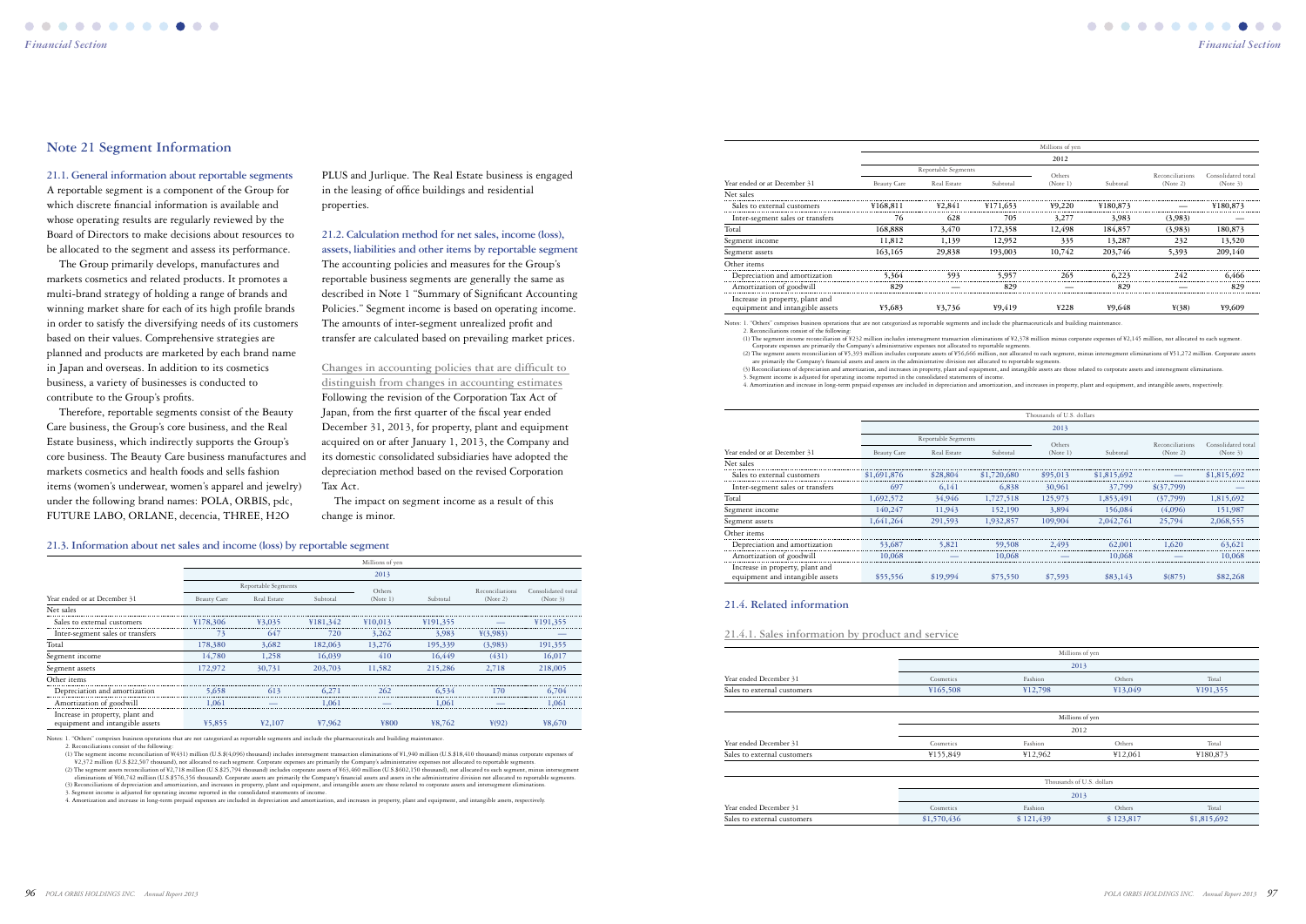## Note 21 Segment Information

### 21.1. General information about reportable segments

A reportable segment is a component of the Group for which discrete financial information is available and whose operating results are regularly reviewed by the Board of Directors to make decisions about resources to be allocated to the segment and assess its performance.

The Group primarily develops, manufactures and markets cosmetics and related products. It promotes a multi-brand strategy of holding a range of brands and winning market share for each of its high profile brands in order to satisfy the diversifying needs of its customers based on their values. Comprehensive strategies are planned and products are marketed by each brand name in Japan and overseas. In addition to its cosmetics business, a variety of businesses is conducted to contribute to the Group's profits.

Therefore, reportable segments consist of the Beauty Care business, the Group's core business, and the Real Estate business, which indirectly supports the Group's core business. The Beauty Care business manufactures and markets cosmetics and health foods and sells fashion items (women's underwear, women's apparel and jewelry) under the following brand names: POLA, ORBIS, pdc, FUTURE LABO, ORLANE, decencia, THREE, H2O PLUS and Jurlique. The Real Estate business is engaged in the leasing of office buildings and residential properties.

### 21.2. Calculation method for net sales, income (loss), assets, liabilities and other items by reportable segment

The accounting policies and measures for the Group's reportable business segments are generally the same as described in Note 1 "Summary of Significant Accounting Policies." Segment income is based on operating income. The amounts of inter-segment unrealized profit and transfer are calculated based on prevailing market prices.

Changes in accounting policies that are difficult to distinguish from changes in accounting estimates

Following the revision of the Corporation Tax Act of Japan, from the first quarter of the fiscal year ended December 31, 2013, for property, plant and equipment acquired on or after January 1, 2013, the Company and its domestic consolidated subsidiaries have adopted the depreciation method based on the revised Corporation Tax Act.

The impact on segment income as a result of this change is minor.

### 21.3. Information about net sales and income (loss) by reportable segment

| | Millions of yen | | | | | | |
|---|---|---|---|---|---|---|---|
| | 2013 | | | | | | |
| | Reportable Segments | | | Others | | Reconciliations | Consolidated total |
| Year ended or at December 31 | Beauty Care | Real Estate | Subtotal | (Note 1) | Subtotal | (Note 2) | (Note 3) |
| Net sales | | | | | | | |
| Sales to external customers | ¥178,306 | ¥3,035 | ¥181,342 | ¥10,013 | ¥191,355 | — | ¥191,355 |
| Inter-segment sales or transfers | 73 | 647 | 720 | 3,262 | 3,983 | ¥(3,983) | — |
| Total | 178,380 | 3,682 | 182,063 | 13,276 | 195,339 | (3,983) | 191,355 |
| Segment income | 14,780 | 1,258 | 16,039 | 410 | 16,449 | (431) | 16,017 |
| Segment assets | 172,972 | 30,731 | 203,703 | 11,582 | 215,286 | 2,718 | 218,005 |
| Other items | | | | | | | |
| Depreciation and amortization | 5,658 | 613 | 6,271 | 262 | 6,534 | 170 | 6,704 |
| Amortization of goodwill | 1,061 | — | 1,061 | — | 1,061 | — | 1,061 |
| Increase in property, plant and equipment and intangible assets | ¥5,855 | ¥2,107 | ¥7,962 | ¥800 | ¥8,762 | ¥(92) | ¥8,670 |

Notes: 1. "Others" comprises business operations that are not categorized as reportable segments and include the pharmaceuticals and building maintenance.
2. Reconciliations consist of the following:
(1) The segment income reconciliation of ¥(431) million (U.S.$(4,096) thousand) includes intersegment transaction eliminations of ¥1,940 million (U.S.$18,410 thousand) minus corporate expenses of ¥2,372 million (U.S.$22,507 thousand), not allocated to each segment. Corporate expenses are primarily the Company's administrative expenses not allocated to reportable segments.
(2) The segment assets reconciliation of ¥2,718 million (U.S.$25,794 thousand) includes corporate assets of ¥63,460 million (U.S.$602,150 thousand), not allocated to each segment, minus intersegment eliminations of ¥60,742 million (U.S.$576,356 thousand). Corporate assets are primarily the Company's financial assets and assets in the administrative division not allocated to reportable segments.
(3) Reconciliations of depreciation and amortization, and increases in property, plant and equipment, and intangible assets are those related to corporate assets and intersegment eliminations.
3. Segment income is adjusted for operating income reported in the consolidated statements of income.
4. Amortization and increase in long-term prepaid expenses are included in depreciation and amortization, and increases in property, plant and equipment, and intangible assets, respectively.

| | Millions of yen | | | | | | |
|---|---|---|---|---|---|---|---|
| | 2012 | | | | | | |
| | Reportable Segments | | | Others | | Reconciliations | Consolidated total |
| Year ended or at December 31 | Beauty Care | Real Estate | Subtotal | (Note 1) | Subtotal | (Note 2) | (Note 3) |
| Net sales | | | | | | | |
| Sales to external customers | ¥168,811 | ¥2,841 | ¥171,653 | ¥9,220 | ¥180,873 | — | ¥180,873 |
| Inter-segment sales or transfers | 76 | 628 | 705 | 3,277 | 3,983 | (3,983) | — |
| Total | 168,888 | 3,470 | 172,358 | 12,498 | 184,857 | (3,983) | 180,873 |
| Segment income | 11,812 | 1,139 | 12,952 | 335 | 13,287 | 232 | 13,520 |
| Segment assets | 163,165 | 29,838 | 193,003 | 10,742 | 203,746 | 5,393 | 209,140 |
| Other items | | | | | | | |
| Depreciation and amortization | 5,364 | 593 | 5,957 | 265 | 6,223 | 242 | 6,466 |
| Amortization of goodwill | 829 | — | 829 | — | 829 | — | 829 |
| Increase in property, plant and equipment and intangible assets | ¥5,683 | ¥3,736 | ¥9,419 | ¥228 | ¥9,648 | ¥(38) | ¥9,609 |

Notes: 1. "Others" comprises business operations that are not categorized as reportable segments and include the pharmaceuticals and building maintenance.
2. Reconciliations consist of the following:
(1) The segment income reconciliation of ¥232 million includes intersegment transaction eliminations of ¥2,378 million minus corporate expenses of ¥2,145 million, not allocated to each segment. Corporate expenses are primarily the Company's administrative expenses not allocated to reportable segments.
(2) The segment assets reconciliation of ¥5,393 million includes corporate assets of ¥56,666 million, not allocated to each segment, minus intersegment eliminations of ¥51,272 million. Corporate assets are primarily the Company's financial assets and assets in the administrative division not allocated to reportable segments.
(3) Reconciliations of depreciation and amortization, and increases in property, plant and equipment, and intangible assets are those related to corporate assets and intersegment eliminations.
3. Segment income is adjusted for operating income reported in the consolidated statements of income.
4. Amortization and increase in long-term prepaid expenses are included in depreciation and amortization, and increases in property, plant and equipment, and intangible assets, respectively.

| | Thousands of U.S. dollars | | | | | | |
|---|---|---|---|---|---|---|---|
| | 2013 | | | | | | |
| | Reportable Segments | | | Others | | Reconciliations | Consolidated total |
| Year ended or at December 31 | Beauty Care | Real Estate | Subtotal | (Note 1) | Subtotal | (Note 2) | (Note 3) |
| Net sales | | | | | | | |
| Sales to external customers | $1,691,876 | $28,804 | $1,720,680 | $95,013 | $1,815,692 | — | $1,815,692 |
| Inter-segment sales or transfers | 697 | 6,141 | 6,838 | 30,961 | 37,799 | $(37,799) | — |
| Total | 1,692,572 | 34,946 | 1,727,518 | 125,973 | 1,853,491 | (37,799) | 1,815,692 |
| Segment income | 140,247 | 11,943 | 152,190 | 3,894 | 156,084 | (4,096) | 151,987 |
| Segment assets | 1,641,264 | 291,593 | 1,932,857 | 109,904 | 2,042,761 | 25,794 | 2,068,555 |
| Other items | | | | | | | |
| Depreciation and amortization | 53,687 | 5,821 | 59,508 | 2,493 | 62,001 | 1,620 | 63,621 |
| Amortization of goodwill | 10,068 | — | 10,068 | — | 10,068 | — | 10,068 |
| Increase in property, plant and equipment and intangible assets | $55,556 | $19,994 | $75,550 | $7,593 | $83,143 | $(875) | $82,268 |

### 21.4. Related information

#### 21.4.1. Sales information by product and service

| | Millions of yen | | | |
|---|---|---|---|---|
| | 2013 | | | |
| Year ended December 31 | Cosmetics | Fashion | Others | Total |
| Sales to external customers | ¥165,508 | ¥12,798 | ¥13,049 | ¥191,355 |

| | Millions of yen | | | |
|---|---|---|---|---|
| | 2012 | | | |
| Year ended December 31 | Cosmetics | Fashion | Others | Total |
| Sales to external customers | ¥155,849 | ¥12,962 | ¥12,061 | ¥180,873 |

| | Thousands of U.S. dollars | | | |
|---|---|---|---|---|
| | 2013 | | | |
| Year ended December 31 | Cosmetics | Fashion | Others | Total |
| Sales to external customers | $1,570,436 | $ 121,439 | $ 123,817 | $1,815,692 |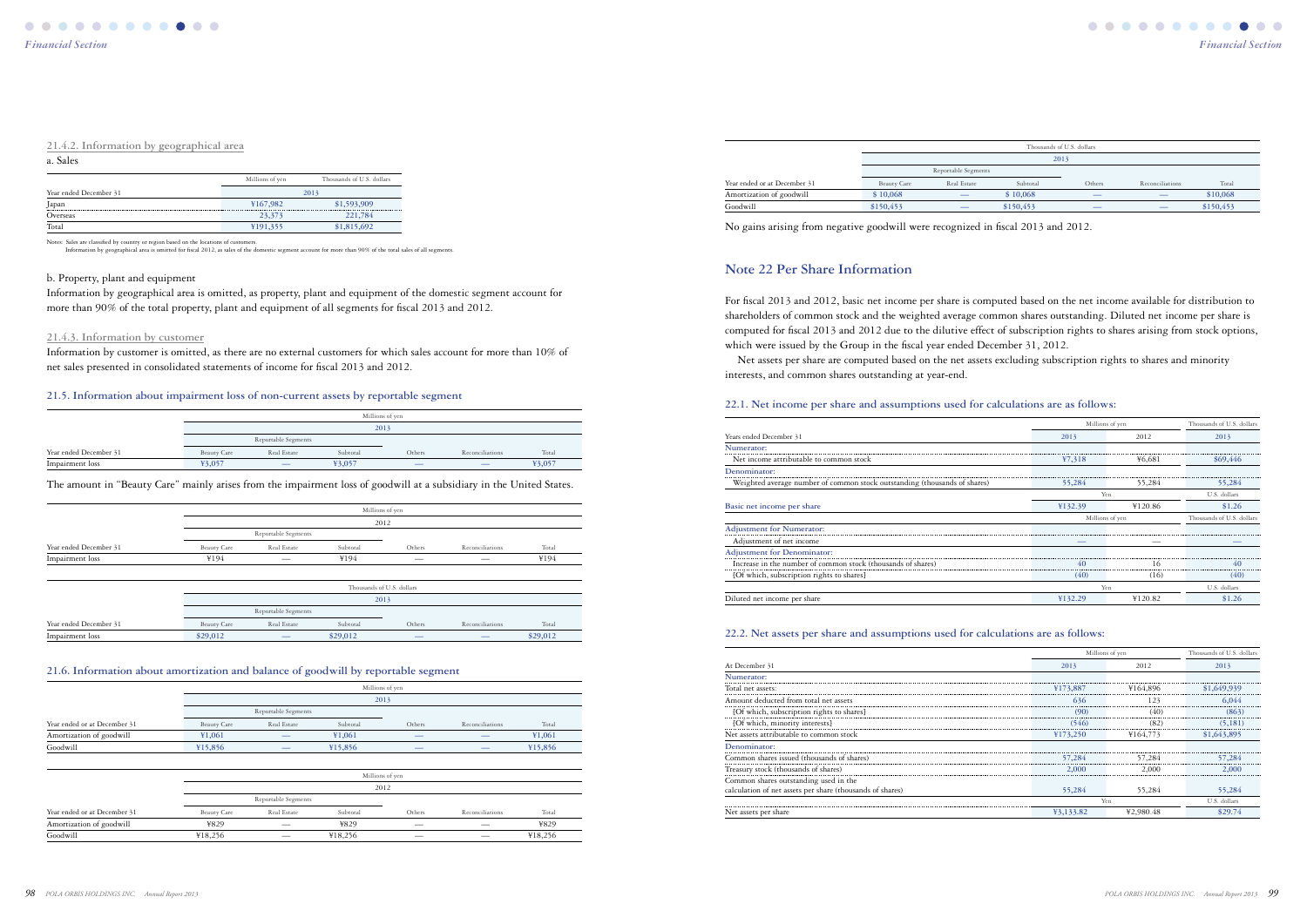### 21.4.2. Information by geographical area

a. Sales

| | Millions of yen | Thousands of U.S. dollars |
|---|---|---|
| Year ended December 31 | 2013 | |
| Japan | ¥167,982 | $1,593,909 |
| Overseas | 23,373 | 221,784 |
| Total | ¥191,355 | $1,815,692 |

Notes: Sales are classified by country or region based on the locations of customers.
Information by geographical area is omitted for fiscal 2012, as sales of the domestic segment account for more than 90% of the total sales of all segments.

b. Property, plant and equipment

Information by geographical area is omitted, as property, plant and equipment of the domestic segment account for more than 90% of the total property, plant and equipment of all segments for fiscal 2013 and 2012.

### 21.4.3. Information by customer

Information by customer is omitted, as there are no external customers for which sales account for more than 10% of net sales presented in consolidated statements of income for fiscal 2013 and 2012.

### 21.5. Information about impairment loss of non-current assets by reportable segment

| | Millions of yen | | | | | |
|---|---|---|---|---|---|---|
| | 2013 | | | | | |
| | Reportable Segments | | | | | |
| Year ended December 31 | Beauty Care | Real Estate | Subtotal | Others | Reconciliations | Total |
| Impairment loss | ¥3,057 | — | ¥3,057 | — | — | ¥3,057 |

The amount in "Beauty Care" mainly arises from the impairment loss of goodwill at a subsidiary in the United States.

| | Millions of yen | | | | | |
|---|---|---|---|---|---|---|
| | 2012 | | | | | |
| | Reportable Segments | | | | | |
| Year ended December 31 | Beauty Care | Real Estate | Subtotal | Others | Reconciliations | Total |
| Impairment loss | ¥194 | — | ¥194 | — | — | ¥194 |

| | Thousands of U.S. dollars | | | | | |
|---|---|---|---|---|---|---|
| | 2013 | | | | | |
| | Reportable Segments | | | | | |
| Year ended December 31 | Beauty Care | Real Estate | Subtotal | Others | Reconciliations | Total |
| Impairment loss | $29,012 | — | $29,012 | — | — | $29,012 |

### 21.6. Information about amortization and balance of goodwill by reportable segment

| | Millions of yen | | | | | |
|---|---|---|---|---|---|---|
| | 2013 | | | | | |
| | Reportable Segments | | | | | |
| Year ended or at December 31 | Beauty Care | Real Estate | Subtotal | Others | Reconciliations | Total |
| Amortization of goodwill | ¥1,061 | — | ¥1,061 | — | — | ¥1,061 |
| Goodwill | ¥15,856 | — | ¥15,856 | — | — | ¥15,856 |

| | Millions of yen | | | | | |
|---|---|---|---|---|---|---|
| | 2012 | | | | | |
| | Reportable Segments | | | | | |
| Year ended or at December 31 | Beauty Care | Real Estate | Subtotal | Others | Reconciliations | Total |
| Amortization of goodwill | ¥829 | — | ¥829 | — | — | ¥829 |
| Goodwill | ¥18,256 | — | ¥18,256 | — | — | ¥18,256 |

| | Thousands of U.S. dollars | | | | | |
|---|---|---|---|---|---|---|
| | 2013 | | | | | |
| | Reportable Segments | | | | | |
| Year ended or at December 31 | Beauty Care | Real Estate | Subtotal | Others | Reconciliations | Total |
| Amortization of goodwill | $10,068 | — | $10,068 | — | — | $10,068 |
| Goodwill | $150,453 | — | $150,453 | — | — | $150,453 |

No gains arising from negative goodwill were recognized in fiscal 2013 and 2012.

## Note 22 Per Share Information

For fiscal 2013 and 2012, basic net income per share is computed based on the net income available for distribution to shareholders of common stock and the weighted average common shares outstanding. Diluted net income per share is computed for fiscal 2013 and 2012 due to the dilutive effect of subscription rights to shares arising from stock options, which were issued by the Group in the fiscal year ended December 31, 2012.

Net assets per share are computed based on the net assets excluding subscription rights to shares and minority interests, and common shares outstanding at year-end.

### 22.1. Net income per share and assumptions used for calculations are as follows:

| | Millions of yen | | Thousands of U.S. dollars |
|---|---|---|---|
| Years ended December 31 | 2013 | 2012 | 2013 |
| Numerator: | | | |
| Net income attributable to common stock | ¥7,318 | ¥6,681 | $69,446 |
| Denominator: | | | |
| Weighted average number of common stock outstanding (thousands of shares) | 55,284 | 55,284 | 55,284 |
| | Yen | | U.S. dollars |
| Basic net income per share | ¥132.39 | ¥120.86 | $1.26 |
| | Millions of yen | | Thousands of U.S. dollars |
| Adjustment for Numerator: | | | |
| Adjustment of net income | — | — | — |
| Adjustment for Denominator: | | | |
| Increase in the number of common stock (thousands of shares) | 40 | 16 | 40 |
| [Of which, subscription rights to shares] | (40) | (16) | (40) |
| | Yen | | U.S. dollars |
| Diluted net income per share | ¥132.29 | ¥120.82 | $1.26 |

### 22.2. Net assets per share and assumptions used for calculations are as follows:

| | Millions of yen | | Thousands of U.S. dollars |
|---|---|---|---|
| At December 31 | 2013 | 2012 | 2013 |
| Numerator: | | | |
| Total net assets: | ¥173,887 | ¥164,896 | $1,649,939 |
| Amount deducted from total net assets | 636 | 123 | 6,044 |
| [Of which, subscription rights to shares] | (90) | (40) | (863) |
| [Of which, minority interests] | (546) | (82) | (5,181) |
| Net assets attributable to common stock | ¥173,250 | ¥164,773 | $1,643,895 |
| Denominator: | | | |
| Common shares issued (thousands of shares) | 57,284 | 57,284 | 57,284 |
| Treasury stock (thousands of shares) | 2,000 | 2,000 | 2,000 |
| Common shares outstanding used in the calculation of net assets per share (thousands of shares) | 55,284 | 55,284 | 55,284 |
| | Yen | | U.S. dollars |
| Net assets per share | ¥3,133.82 | ¥2,980.48 | $29.74 |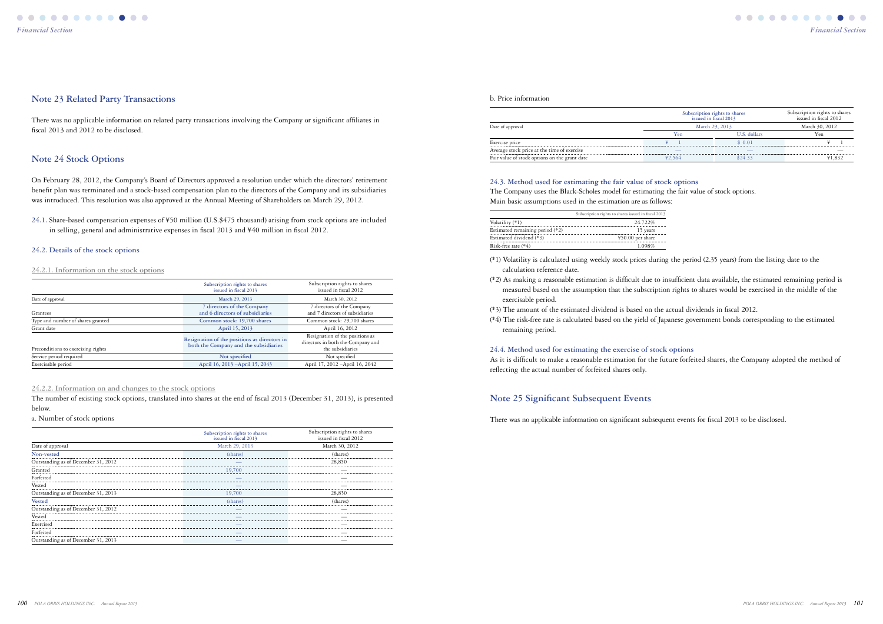## Note 23 Related Party Transactions

There was no applicable information on related party transactions involving the Company or significant affiliates in fiscal 2013 and 2012 to be disclosed.

## Note 24 Stock Options

On February 28, 2012, the Company's Board of Directors approved a resolution under which the directors' retirement benefit plan was terminated and a stock-based compensation plan to the directors of the Company and its subsidiaries was introduced. This resolution was also approved at the Annual Meeting of Shareholders on March 29, 2012.

24.1. Share-based compensation expenses of ¥50 million (U.S.$475 thousand) arising from stock options are included in selling, general and administrative expenses in fiscal 2013 and ¥40 million in fiscal 2012.

### 24.2. Details of the stock options

#### 24.2.1. Information on the stock options

| | Subscription rights to shares issued in fiscal 2013 | Subscription rights to shares issued in fiscal 2012 |
|---|---|---|
| Date of approval | March 29, 2013 | March 30, 2012 |
| Grantees | 7 directors of the Company and 6 directors of subsidiaries | 7 directors of the Company and 7 directors of subsidiaries |
| Type and number of shares granted | Common stock: 19,700 shares | Common stock: 29,700 shares |
| Grant date | April 15, 2013 | April 16, 2012 |
| Preconditions to exercising rights | Resignation of the positions as directors in both the Company and the subsidiaries | Resignation of the positions as directors in both the Company and the subsidiaries |
| Service period required | Not specified | Not specified |
| Exercisable period | April 16, 2013 –April 15, 2043 | April 17, 2012 –April 16, 2042 |

#### 24.2.2. Information on and changes to the stock options

The number of existing stock options, translated into shares at the end of fiscal 2013 (December 31, 2013), is presented below.

a. Number of stock options

| | Subscription rights to shares issued in fiscal 2013 | Subscription rights to shares issued in fiscal 2012 |
|---|---|---|
| Date of approval | March 29, 2013 | March 30, 2012 |
| Non-vested | (shares) | (shares) |
| Outstanding as of December 31, 2012 | — | 28,850 |
| Granted | 19,700 | — |
| Forfeited | — | — |
| Vested | — | — |
| Outstanding as of December 31, 2013 | 19,700 | 28,850 |
| Vested | (shares) | (shares) |
| Outstanding as of December 31, 2012 | — | — |
| Vested | — | — |
| Exercised | — | — |
| Forfeited | — | — |
| Outstanding as of December 31, 2013 | — | — |

b. Price information

| | Subscription rights to shares issued in fiscal 2013 | | Subscription rights to shares issued in fiscal 2012 |
|---|---|---|---|
| Date of approval | March 29, 2013 | | March 30, 2012 |
| | Yen | U.S. dollars | Yen |
| Exercise price | ¥ 1 | $ 0.01 | ¥ 1 |
| Average stock price at the time of exercise | — | — | — |
| Fair value of stock options on the grant date | ¥2,564 | $24.33 | ¥1,832 |

### 24.3. Method used for estimating the fair value of stock options

The Company uses the Black-Scholes model for estimating the fair value of stock options.
Main basic assumptions used in the estimation are as follows:

| | Subscription rights to shares issued in fiscal 2013 |
|---|---|
| Volatility (*1) | 24.722% |
| Estimated remaining period (*2) | 15 years |
| Estimated dividend (*3) | ¥50.00 per share |
| Risk-free rate (*4) | 1.098% |

(*1) Volatility is calculated using weekly stock prices during the period (2.35 years) from the listing date to the calculation reference date.

(*2) As making a reasonable estimation is difficult due to insufficient data available, the estimated remaining period is measured based on the assumption that the subscription rights to shares would be exercised in the middle of the exercisable period.

(*3) The amount of the estimated dividend is based on the actual dividends in fiscal 2012.

(*4) The risk-free rate is calculated based on the yield of Japanese government bonds corresponding to the estimated remaining period.

### 24.4. Method used for estimating the exercise of stock options

As it is difficult to make a reasonable estimation for the future forfeited shares, the Company adopted the method of reflecting the actual number of forfeited shares only.

## Note 25 Significant Subsequent Events

There was no applicable information on significant subsequent events for fiscal 2013 to be disclosed.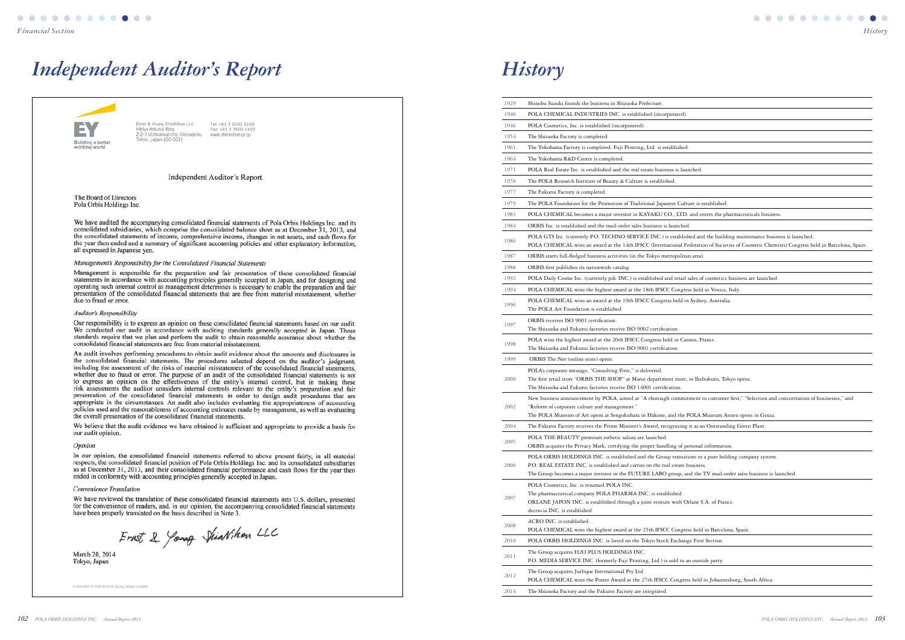# Independent Auditor's Report

Ernst & Young ShinNihon LLC
Hibiya Kokusai Bldg.
2-2-3 Uchisaiwai-cho, Chiyoda-ku
Tokyo, Japan 100-0011

Tel: +81 3 3503 1100
Fax: +81 3 3503 1197
www.shinnihon.or.jp

Building a better working world

## Independent Auditor's Report

The Board of Directors
Pola Orbis Holdings Inc.

We have audited the accompanying consolidated financial statements of Pola Orbis Holdings Inc. and its consolidated subsidiaries, which comprise the consolidated balance sheet as at December 31, 2013, and the consolidated statements of income, comprehensive income, changes in net assets, and cash flows for the year then ended and a summary of significant accounting policies and other explanatory information, all expressed in Japanese yen.

### *Management's Responsibility for the Consolidated Financial Statements*

Management is responsible for the preparation and fair presentation of these consolidated financial statements in accordance with accounting principles generally accepted in Japan, and for designing and operating such internal control as management determines is necessary to enable the preparation and fair presentation of the consolidated financial statements that are free from material misstatement, whether due to fraud or error.

### *Auditor's Responsibility*

Our responsibility is to express an opinion on these consolidated financial statements based on our audit. We conducted our audit in accordance with auditing standards generally accepted in Japan. Those standards require that we plan and perform the audit to obtain reasonable assurance about whether the consolidated financial statements are free from material misstatement.

An audit involves performing procedures to obtain audit evidence about the amounts and disclosures in the consolidated financial statements. The procedures selected depend on the auditor's judgment, including the assessment of the risks of material misstatement of the consolidated financial statements, whether due to fraud or error. The purpose of an audit of the consolidated financial statements is not to express an opinion on the effectiveness of the entity's internal control, but in making these risk assessments the auditor considers internal controls relevant to the entity's preparation and fair presentation of the consolidated financial statements in order to design audit procedures that are appropriate in the circumstances. An audit also includes evaluating the appropriateness of accounting policies used and the reasonableness of accounting estimates made by management, as well as evaluating the overall presentation of the consolidated financial statements.

We believe that the audit evidence we have obtained is sufficient and appropriate to provide a basis for our audit opinion.

### *Opinion*

In our opinion, the consolidated financial statements referred to above present fairly, in all material respects, the consolidated financial position of Pola Orbis Holdings Inc. and its consolidated subsidiaries as at December 31, 2013, and their consolidated financial performance and cash flows for the year then ended in conformity with accounting principles generally accepted in Japan.

### *Convenience Translation*

We have reviewed the translation of these consolidated financial statements into U.S. dollars, presented for the convenience of readers, and, in our opinion, the accompanying consolidated financial statements have been properly translated on the basis described in Note 3.

Ernst & Young ShinNihon LLC

March 20, 2014
Tokyo, Japan

A member firm of Ernst & Young Global Limited

# History

| | |
|---|---|
| 1929 | Shinobu Suzuki founds the business in Shizuoka Prefecture. |
| 1940 | POLA CHEMICAL INDUSTRIES INC. is established (incorporated). |
| 1946 | POLA Cosmetics, Inc. is established (incorporated). |
| 1954 | The Shizuoka Factory is completed. |
| 1961 | The Yokohama Factory is completed. Fuji Printing, Ltd. is established. |
| 1964 | The Yokohama R&D Center is completed. |
| 1971 | POLA Real Estate Inc. is established and the real estate business is launched. |
| 1976 | The POLA Research Institute of Beauty & Culture is established. |
| 1977 | The Fukuroi Factory is completed. |
| 1979 | The POLA Foundation for the Promotion of Traditional Japanese Culture is established. |
| 1983 | POLA CHEMICAL becomes a major investor in KAYAKU CO., LTD. and enters the pharmaceuticals business. |
| 1984 | ORBIS Inc. is established and the mail-order sales business is launched. |
| 1986 | POLA GTS Inc. (currently P.O. TECHNO SERVICE INC.) is established and the building maintenance business is launched.<br>POLA CHEMICAL wins an award at the 14th IFSCC (International Federation of Societies of Cosmetic Chemists) Congress held in Barcelona, Spain. |
| 1987 | ORBIS starts full-fledged business activities (in the Tokyo metropolitan area). |
| 1988 | ORBIS first publishes its nationwide catalog. |
| 1992 | POLA Daily Cosme Inc. (currently pdc INC.) is established and retail sales of cosmetics business are launched. |
| 1994 | POLA CHEMICAL wins the highest award at the 18th IFSCC Congress held in Venice, Italy. |
| 1996 | POLA CHEMICAL wins an award at the 19th IFSCC Congress held in Sydney, Australia.<br>The POLA Art Foundation is established. |
| 1997 | ORBIS receives ISO 9001 certification.<br>The Shizuoka and Fukuroi factories receive ISO 9002 certification. |
| 1998 | POLA wins the highest award at the 20th IFSCC Congress held in Cannes, France.<br>The Shizuoka and Fukuroi factories receive ISO 9001 certification. |
| 1999 | ORBIS The Net (online store) opens. |
| 2000 | POLA's corporate message, "Consulting First," is delivered.<br>The first retail store "ORBIS THE SHOP" at Marui department store, in Ikebukuro, Tokyo opens.<br>The Shizuoka and Fukuroi factories receive ISO 14001 certification. |
| 2002 | New business announcement by POLA, aimed at "A thorough commitment to customer first," "Selection and concentration of businesses," and "Reform of corporate culture and management."<br>The POLA Museum of Art opens at Sengokuhara in Hakone, and the POLA Museum Annex opens in Ginza. |
| 2004 | The Fukuroi Factory receives the Prime Minister's Award, recognizing it as an Outstanding Green Plant. |
| 2005 | POLA THE BEAUTY premium esthetic salons are launched.<br>ORBIS acquires the Privacy Mark, certifying the proper handling of personal information. |
| 2006 | POLA ORBIS HOLDINGS INC. is established and the Group transitions to a pure holding company system.<br>P.O. REAL ESTATE INC. is established and carries on the real estate business.<br>The Group becomes a major investor in the FUTURE LABO group, and the TV mail-order sales business is launched. |
| 2007 | POLA Cosmetics, Inc. is renamed POLA INC.<br>The pharmaceutical company POLA PHARMA INC. is established.<br>ORLANE JAPON INC. is established through a joint venture with Orlane S.A. of France.<br>decencia INC. is established. |
| 2008 | ACRO INC. is established.<br>POLA CHEMICAL wins the highest award at the 25th IFSCC Congress held in Barcelona, Spain. |
| 2010 | POLA ORBIS HOLDINGS INC. is listed on the Tokyo Stock Exchange First Section. |
| 2011 | The Group acquires H2O PLUS HOLDINGS INC.<br>P.O. MEDIA SERVICE INC. (formerly Fuji Printing, Ltd.) is sold to an outside party. |
| 2012 | The Group acquires Jurlique International Pty Ltd.<br>POLA CHEMICAL wins the Poster Award at the 27th IFSCC Congress held in Johannesburg, South Africa. |
| 2014 | The Shizuoka Factory and the Fukuroi Factory are integrated. |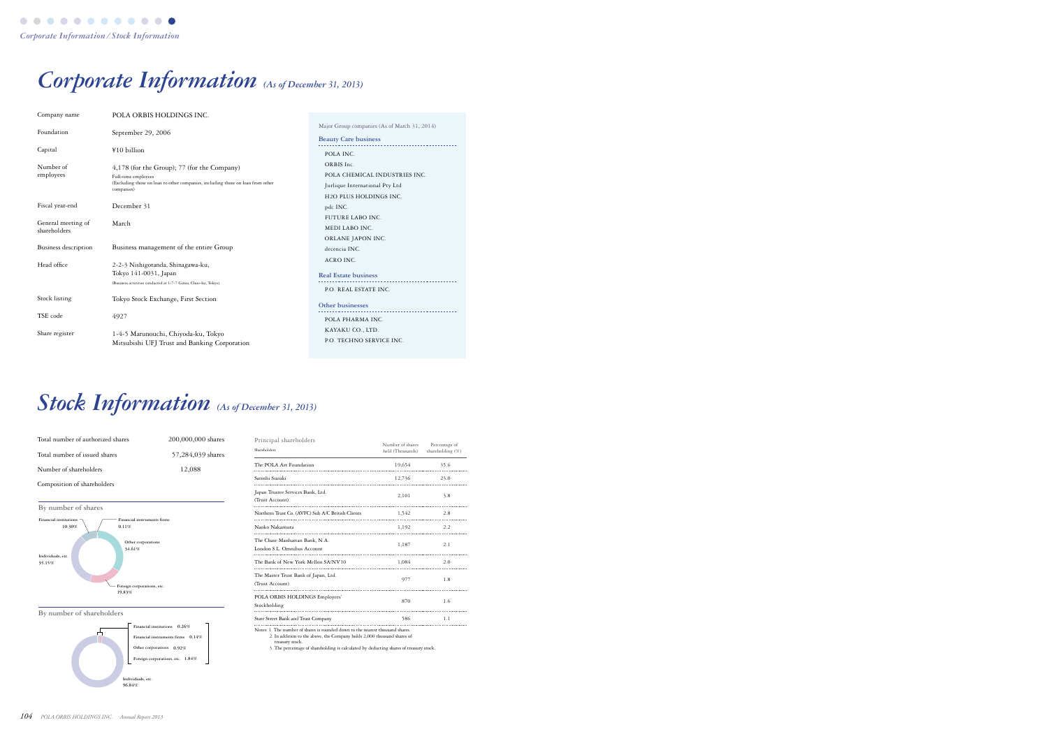# *Corporate Information* *(As of December 31, 2013)*

| | |
|---|---|
| Company name | POLA ORBIS HOLDINGS INC. |
| Foundation | September 29, 2006 |
| Capital | ¥10 billion |
| Number of employees | 4,178 (for the Group); 77 (for the Company)<br>Full-time employees<br>(Excluding those on loan to other companies, including those on loan from other companies) |
| Fiscal year-end | December 31 |
| General meeting of shareholders | March |
| Business description | Business management of the entire Group |
| Head office | 2-2-3 Nishigotanda, Shinagawa-ku, Tokyo 141-0031, Japan<br>(Business activities conducted at 1-7-7 Ginza, Chuo-ku, Tokyo) |
| Stock listing | Tokyo Stock Exchange, First Section |
| TSE code | 4927 |
| Share register | 1-4-5 Marunouchi, Chiyoda-ku, Tokyo<br>Mitsubishi UFJ Trust and Banking Corporation |

Major Group companies (As of March 31, 2014)

**Beauty Care business**

- POLA INC.
- ORBIS Inc.
- POLA CHEMICAL INDUSTRIES INC.
- Jurlique International Pty Ltd
- H2O PLUS HOLDINGS INC.
- pdc INC.
- FUTURE LABO INC.
- MEDI LABO INC.
- ORLANE JAPON INC.
- decencia INC.
- ACRO INC.

**Real Estate business**

- P.O. REAL ESTATE INC.

**Other businesses**

- POLA PHARMA INC.
- KAYAKU CO., LTD.
- P.O. TECHNO SERVICE INC.

# *Stock Information* *(As of December 31, 2013)*

| | |
|---|---|
| Total number of authorized shares | 200,000,000 shares |
| Total number of issued shares | 57,284,039 shares |
| Number of shareholders | 12,088 |

Composition of shareholders

By number of shares

- Financial institutions 10.30%
- Financial instruments firms 0.11%
- Other corporations 34.61%
- Foreign corporations, etc. 19.83%
- Individuals, etc. 35.15%

By number of shareholders

- Financial institutions 0.26%
- Financial instruments firms 0.14%
- Other corporations 0.92%
- Foreign corporations, etc. 1.84%
- Individuals, etc. 96.84%

Principal shareholders

| Shareholders | Number of shares held (Thousands) | Percentage of shareholding (%) |
|---|---|---|
| The POLA Art Foundation | 19,654 | 35.6 |
| Satoshi Suzuki | 12,736 | 23.0 |
| Japan Trustee Services Bank, Ltd. (Trust Account) | 2,101 | 3.8 |
| Northern Trust Co. (AVFC) Sub A/C British Clients | 1,542 | 2.8 |
| Naoko Nakamura | 1,192 | 2.2 |
| The Chase Manhattan Bank, N.A. London S.L. Omnibus Account | 1,187 | 2.1 |
| The Bank of New York Mellon SA/NV10 | 1,084 | 2.0 |
| The Master Trust Bank of Japan, Ltd. (Trust Account) | 977 | 1.8 |
| POLA ORBIS HOLDINGS Employees' Stockholding | 870 | 1.6 |
| State Street Bank and Trust Company | 586 | 1.1 |

Notes: 1. The number of shares is rounded down to the nearest thousand shares.
2. In addition to the above, the Company holds 2,000 thousand shares of treasury stock.
3. The percentage of shareholding is calculated by deducting shares of treasury stock.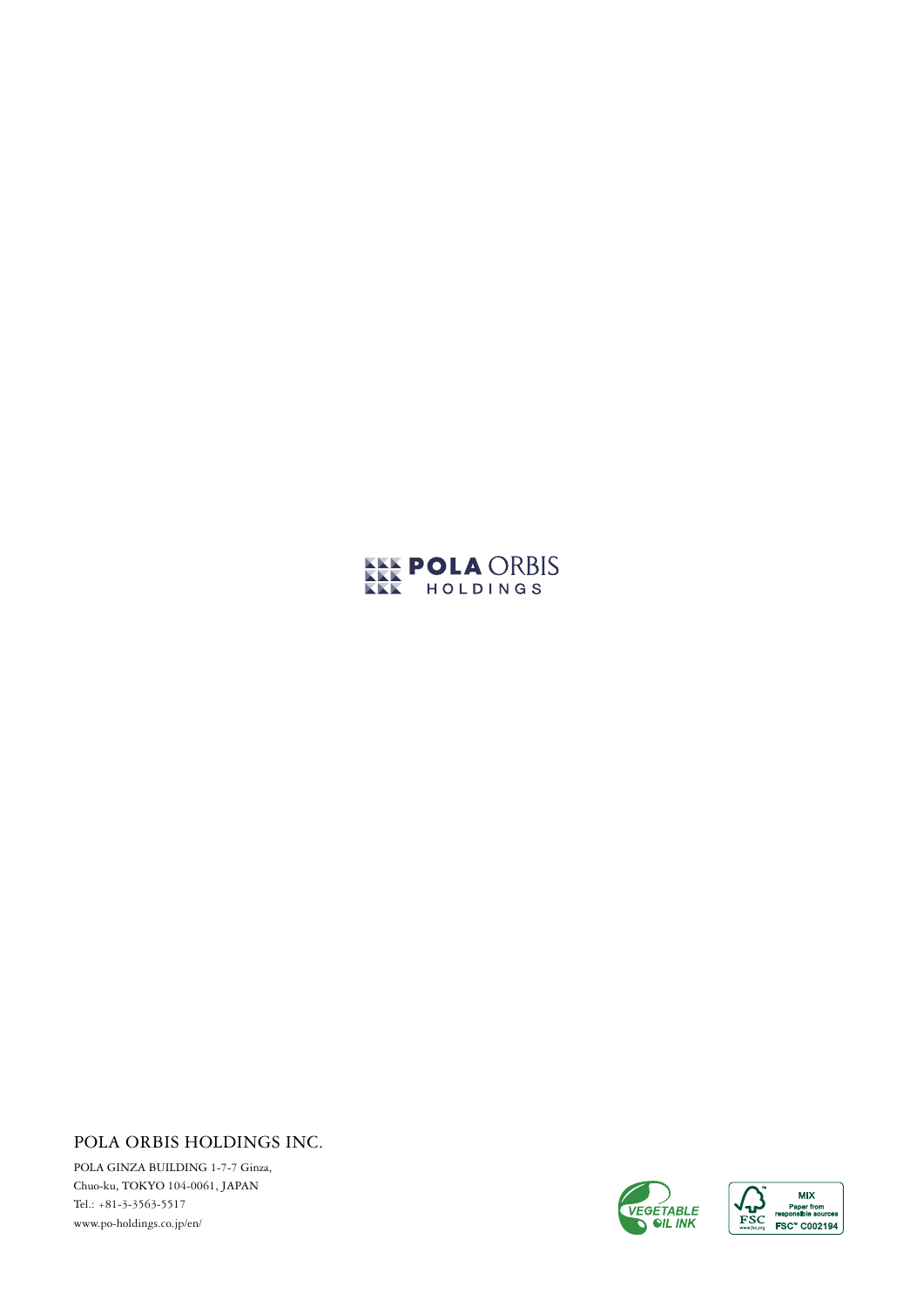POLA ORBIS HOLDINGS

POLA ORBIS HOLDINGS INC.

POLA GINZA BUILDING 1-7-7 Ginza,
Chuo-ku, TOKYO 104-0061, JAPAN
Tel.: +81-3-3563-5517
www.po-holdings.co.jp/en/

VEGETABLE OIL INK

MIX
Paper from responsible sources
FSC™ C002194